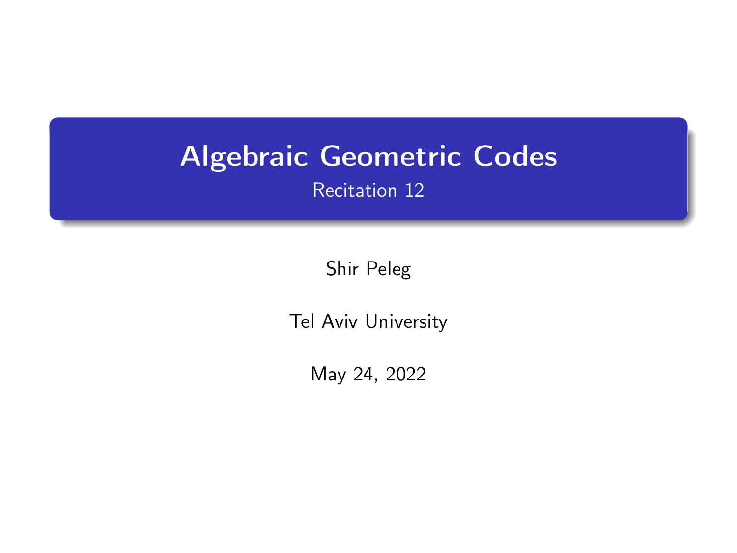# Algebraic Geometric Codes

Recitation 12

Shir Peleg

Tel Aviv University

May 24, 2022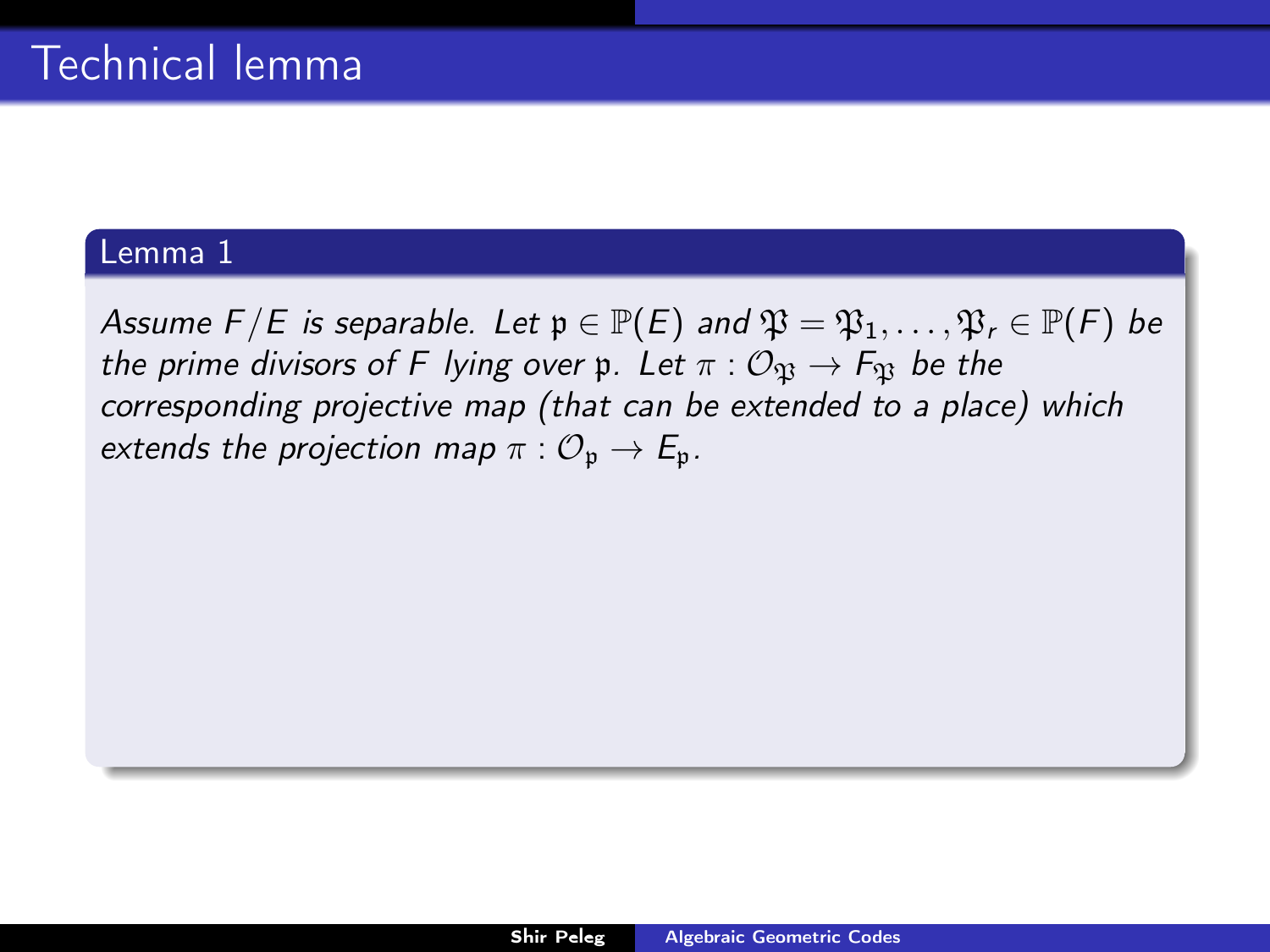# Technical lemma

**Lemma 1**

*Assume $F/E$ is separable. Let $\mathfrak{p} \in \mathbb{P}(E)$ and $\mathfrak{P} = \mathfrak{P}_1, \ldots, \mathfrak{P}_r \in \mathbb{P}(F)$ be the prime divisors of $F$ lying over $\mathfrak{p}$. Let $\pi : \mathcal{O}_{\mathfrak{P}} \to F_{\mathfrak{P}}$ be the corresponding projective map (that can be extended to a place) which extends the projection map $\pi : \mathcal{O}_{\mathfrak{p}} \to E_{\mathfrak{p}}$.*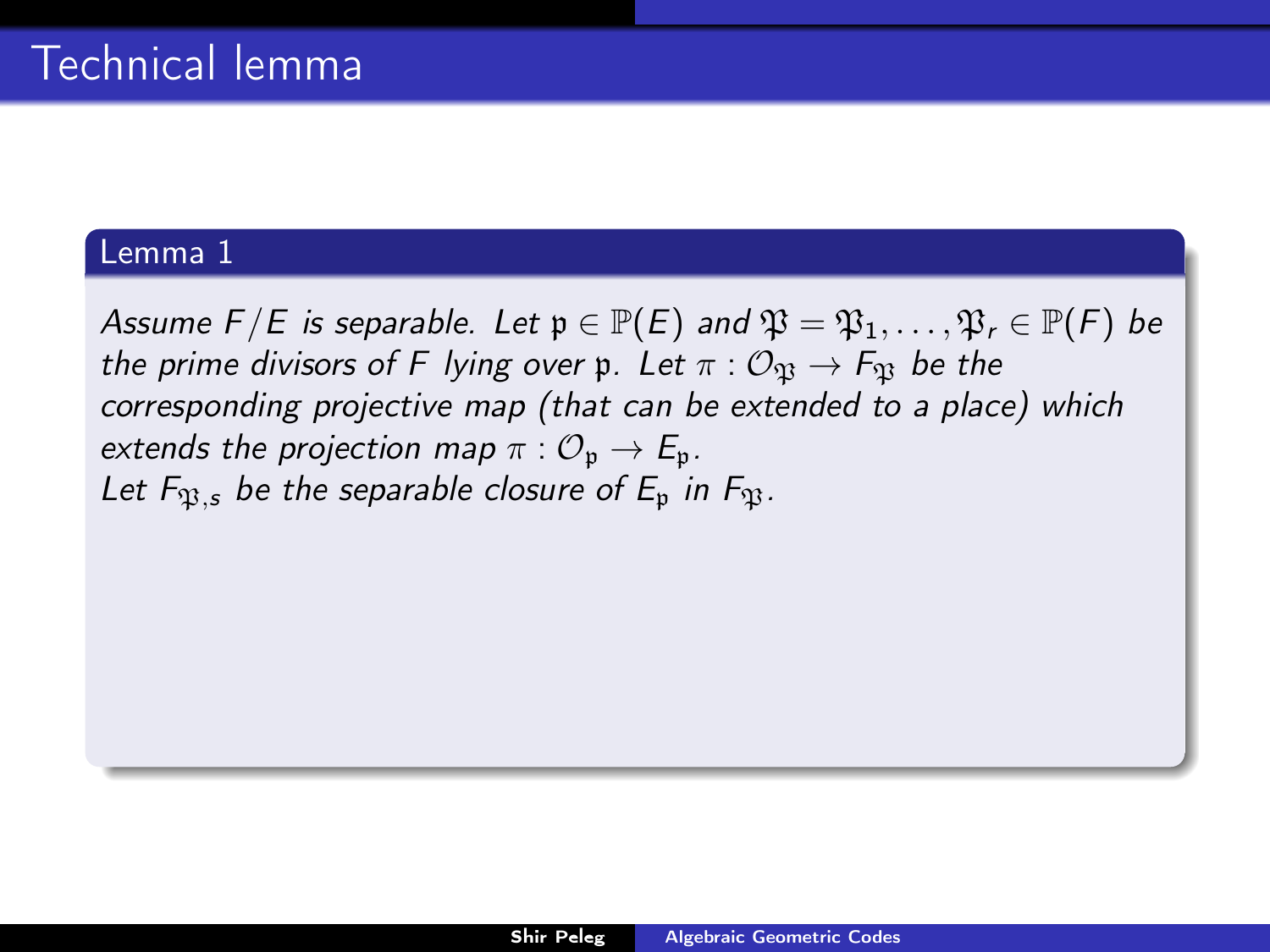# Technical lemma

**Lemma 1**

*Assume $F/E$ is separable. Let $\mathfrak{p} \in \mathbb{P}(E)$ and $\mathfrak{P} = \mathfrak{P}_1, \dots, \mathfrak{P}_r \in \mathbb{P}(F)$ be the prime divisors of $F$ lying over $\mathfrak{p}$. Let $\pi : \mathcal{O}_{\mathfrak{P}} \to F_{\mathfrak{P}}$ be the corresponding projective map (that can be extended to a place) which extends the projection map $\pi : \mathcal{O}_{\mathfrak{p}} \to E_{\mathfrak{p}}$.*
*Let $F_{\mathfrak{P},s}$ be the separable closure of $E_{\mathfrak{p}}$ in $F_{\mathfrak{P}}$.*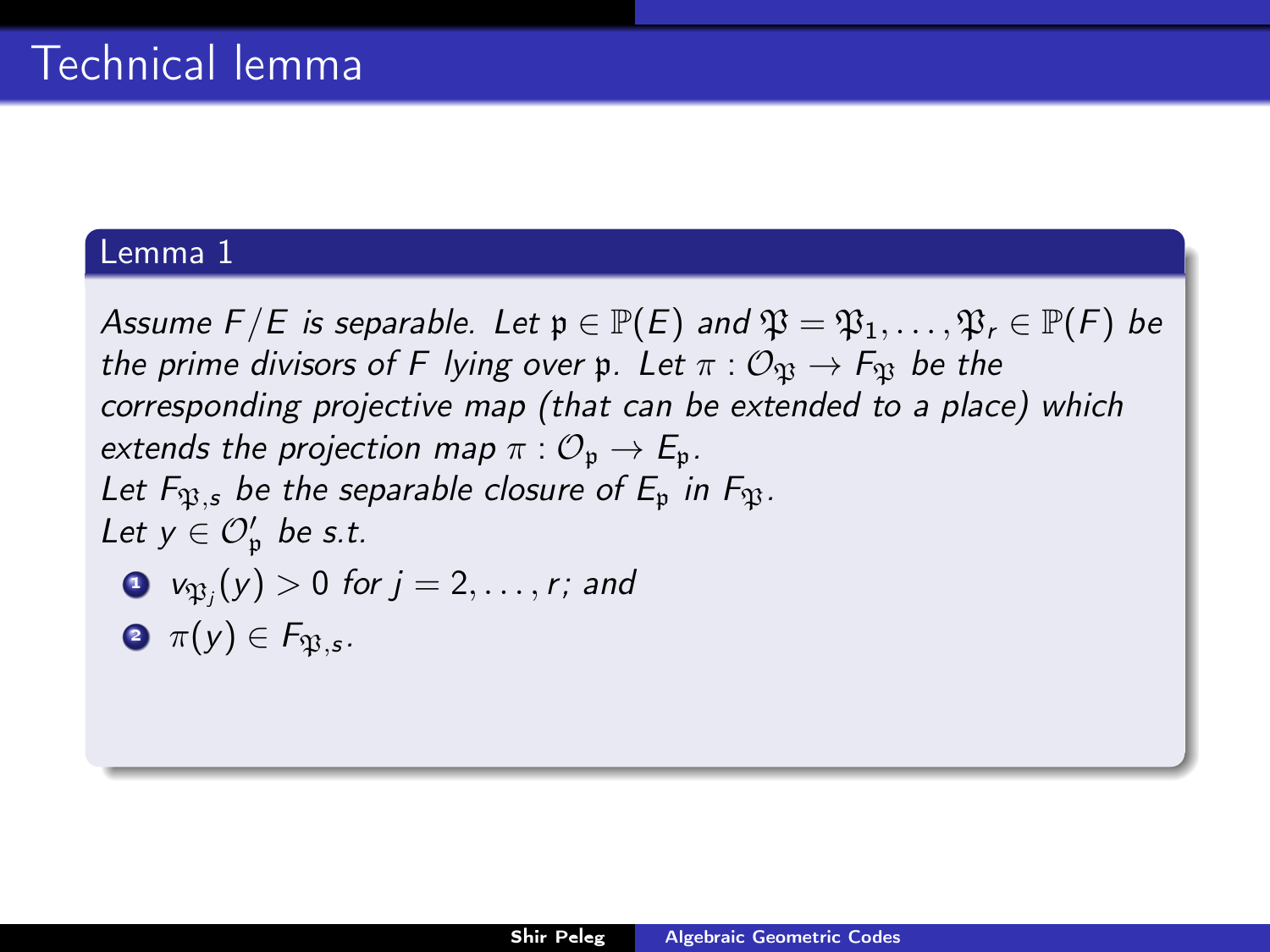# Technical lemma

### Lemma 1

*Assume $F/E$ is separable. Let $\mathfrak{p} \in \mathbb{P}(E)$ and $\mathfrak{P} = \mathfrak{P}_1, \ldots, \mathfrak{P}_r \in \mathbb{P}(F)$ be the prime divisors of $F$ lying over $\mathfrak{p}$. Let $\pi : \mathcal{O}_{\mathfrak{P}} \to F_{\mathfrak{P}}$ be the corresponding projective map (that can be extended to a place) which extends the projection map $\pi : \mathcal{O}_{\mathfrak{p}} \to E_{\mathfrak{p}}$.*
*Let $F_{\mathfrak{P},s}$ be the separable closure of $E_{\mathfrak{p}}$ in $F_{\mathfrak{P}}$.*
*Let $y \in \mathcal{O}'_{\mathfrak{p}}$ be s.t.*

1. *$v_{\mathfrak{P}_j}(y) > 0$ for $j = 2, \ldots, r$; and*
2. *$\pi(y) \in F_{\mathfrak{P},s}$.*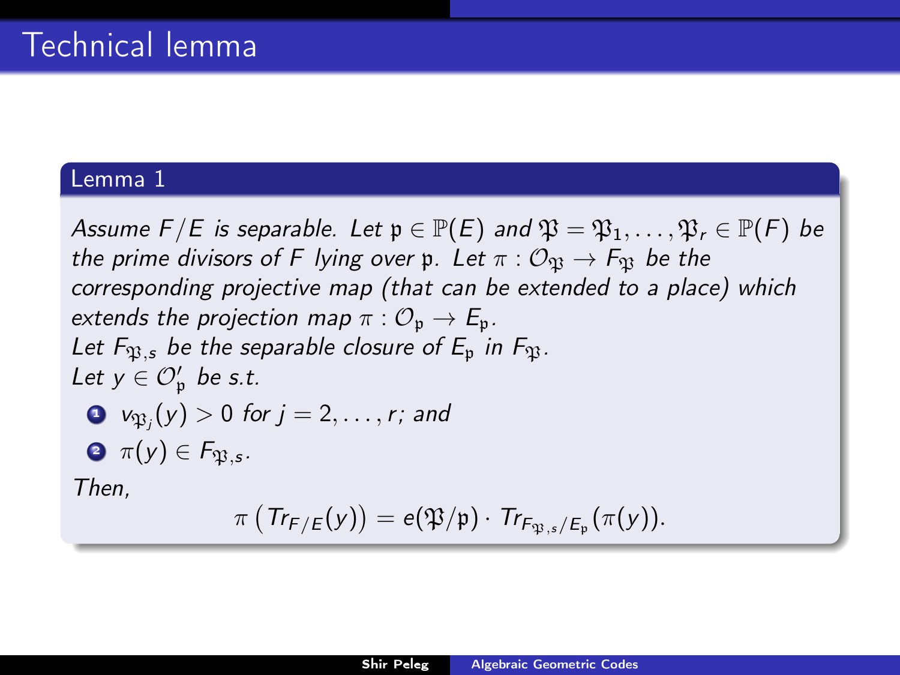# Technical lemma

**Lemma 1**

*Assume $F/E$ is separable. Let $\mathfrak{p} \in \mathbb{P}(E)$ and $\mathfrak{P} = \mathfrak{P}_1, \ldots, \mathfrak{P}_r \in \mathbb{P}(F)$ be the prime divisors of $F$ lying over $\mathfrak{p}$. Let $\pi : \mathcal{O}_{\mathfrak{P}} \to F_{\mathfrak{P}}$ be the corresponding projective map (that can be extended to a place) which extends the projection map $\pi : \mathcal{O}_{\mathfrak{p}} \to E_{\mathfrak{p}}$.*
*Let $F_{\mathfrak{P},s}$ be the separable closure of $E_{\mathfrak{p}}$ in $F_{\mathfrak{P}}$.*
*Let $y \in \mathcal{O}'_{\mathfrak{p}}$ be s.t.*

1. $v_{\mathfrak{P}_j}(y) > 0$ *for* $j = 2, \ldots, r$; *and*
2. $\pi(y) \in F_{\mathfrak{P},s}$.

*Then,*

$$\pi\left(Tr_{F/E}(y)\right) = e(\mathfrak{P}/\mathfrak{p}) \cdot Tr_{F_{\mathfrak{P},s}/E_{\mathfrak{p}}}(\pi(y)).$$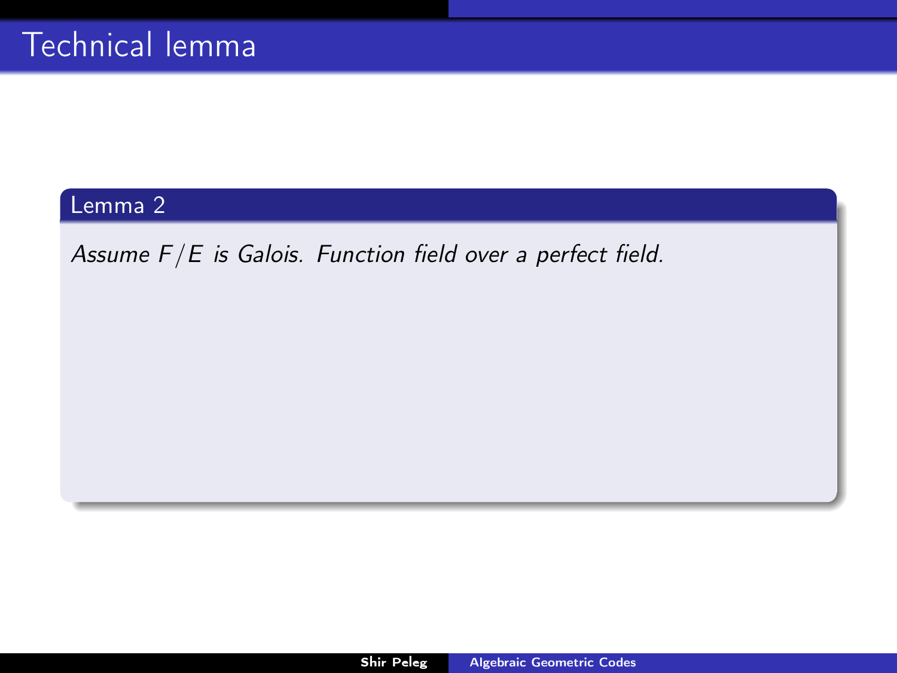# Technical lemma

**Lemma 2**

*Assume $F/E$ is Galois. Function field over a perfect field.*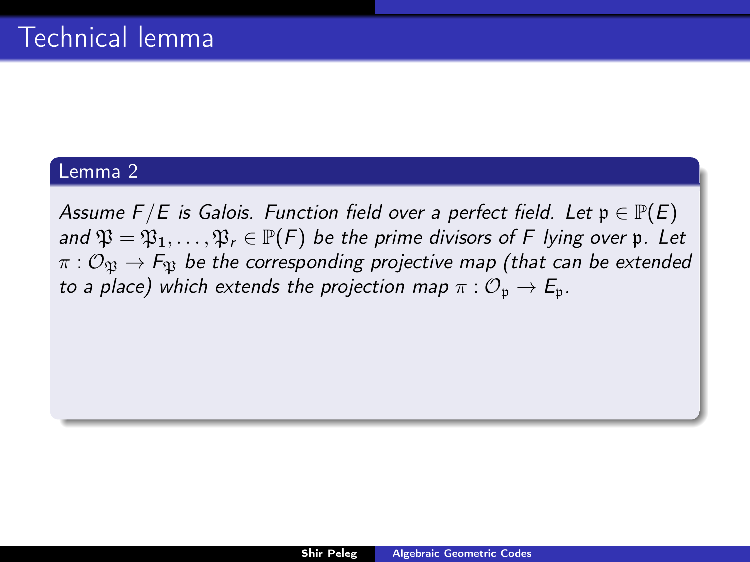# Technical lemma

**Lemma 2**

*Assume $F/E$ is Galois. Function field over a perfect field. Let $\mathfrak{p} \in \mathbb{P}(E)$ and $\mathfrak{P} = \mathfrak{P}_1, \ldots, \mathfrak{P}_r \in \mathbb{P}(F)$ be the prime divisors of $F$ lying over $\mathfrak{p}$. Let $\pi : \mathcal{O}_{\mathfrak{P}} \to F_{\mathfrak{P}}$ be the corresponding projective map (that can be extended to a place) which extends the projection map $\pi : \mathcal{O}_{\mathfrak{p}} \to E_{\mathfrak{p}}$.*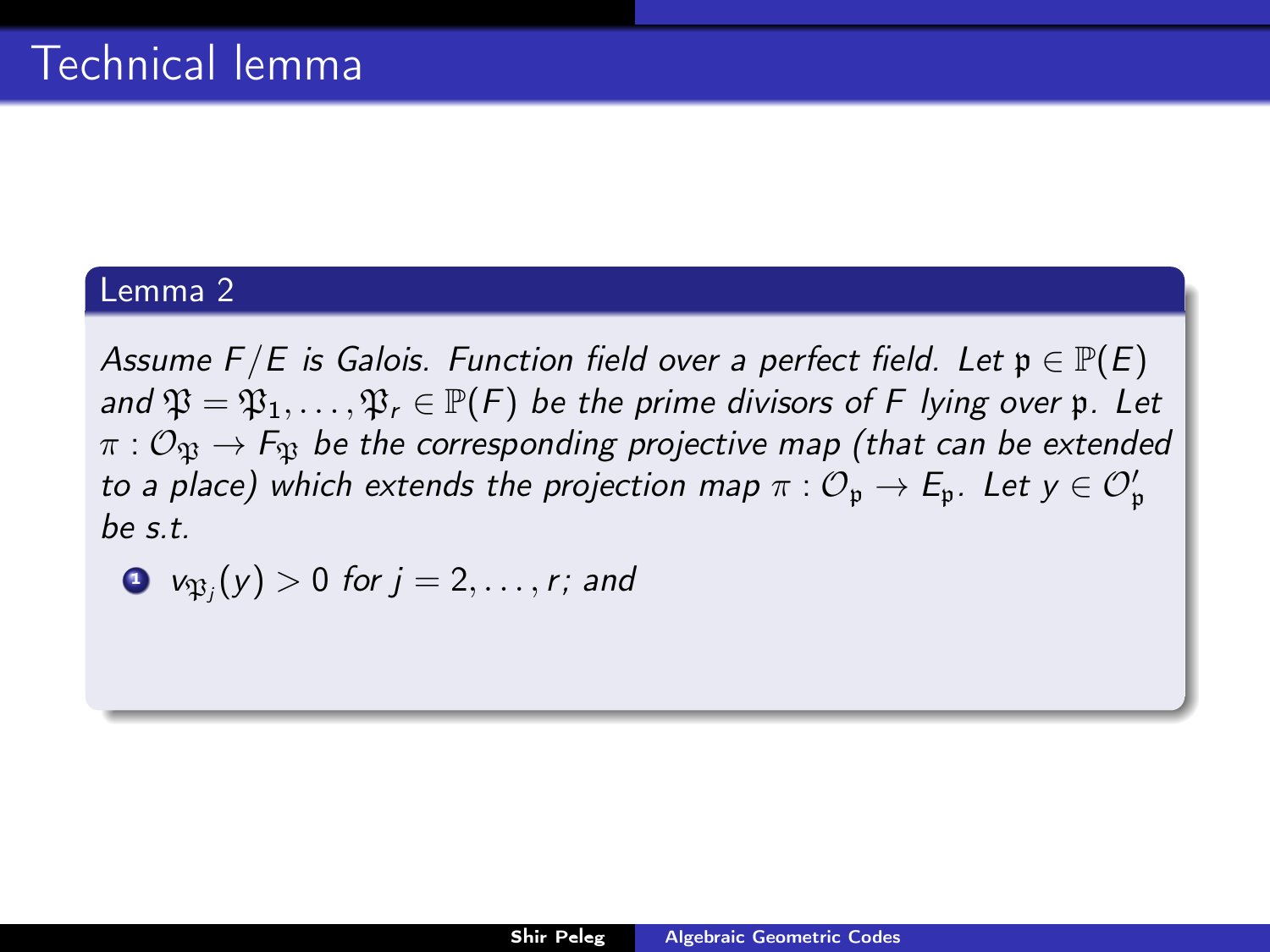# Technical lemma

### Lemma 2

*Assume $F/E$ is Galois. Function field over a perfect field. Let $\mathfrak{p} \in \mathbb{P}(E)$ and $\mathfrak{P} = \mathfrak{P}_1, \ldots, \mathfrak{P}_r \in \mathbb{P}(F)$ be the prime divisors of $F$ lying over $\mathfrak{p}$. Let $\pi : \mathcal{O}_{\mathfrak{P}} \to F_{\mathfrak{P}}$ be the corresponding projective map (that can be extended to a place) which extends the projection map $\pi : \mathcal{O}_{\mathfrak{p}} \to E_{\mathfrak{p}}$. Let $y \in \mathcal{O}'_{\mathfrak{p}}$ be s.t.*

1. $v_{\mathfrak{P}_j}(y) > 0$ *for* $j = 2, \ldots, r$; *and*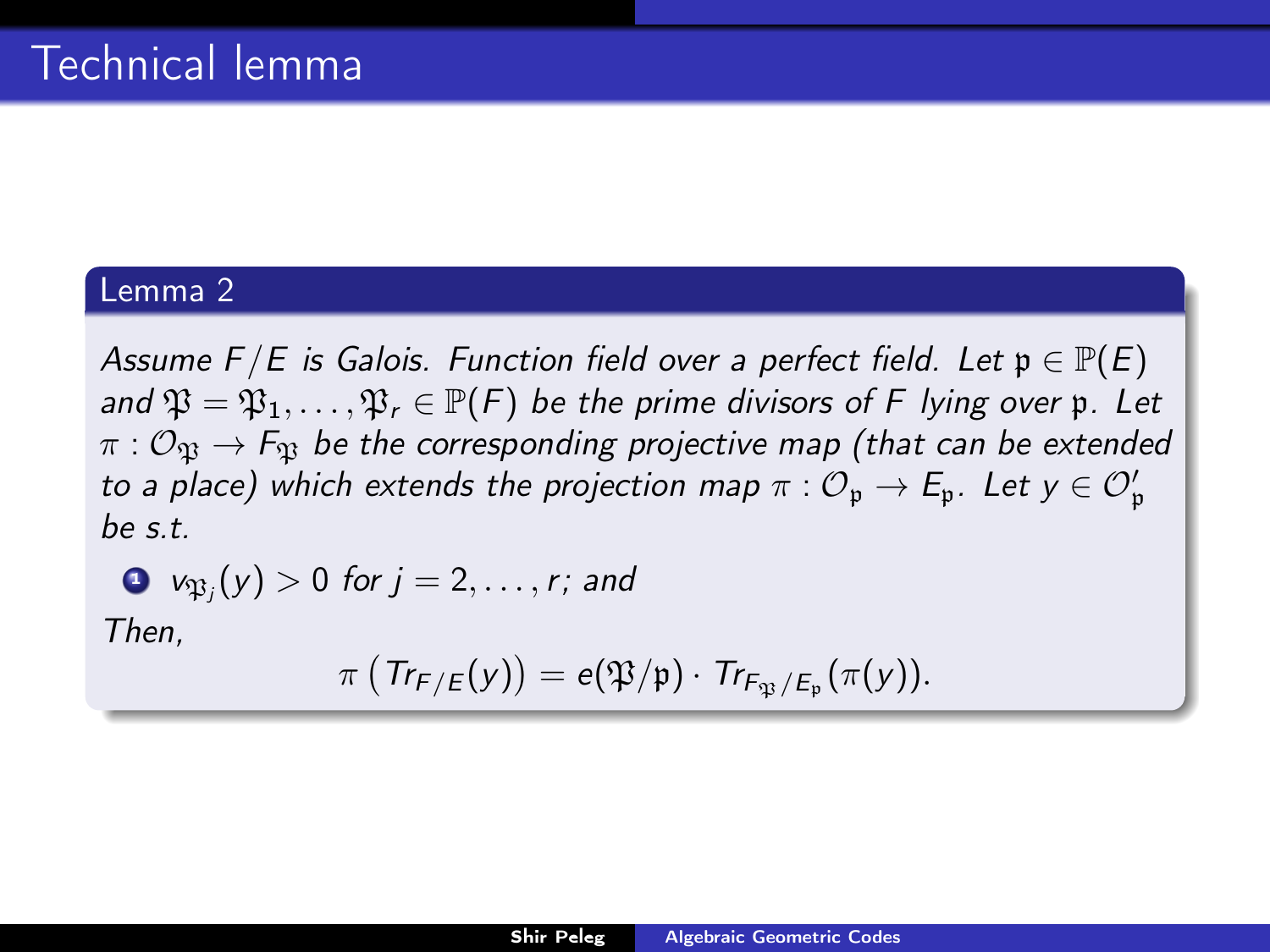# Technical lemma

**Lemma 2**

*Assume $F/E$ is Galois. Function field over a perfect field. Let $\mathfrak{p} \in \mathbb{P}(E)$ and $\mathfrak{P} = \mathfrak{P}_1, \ldots, \mathfrak{P}_r \in \mathbb{P}(F)$ be the prime divisors of $F$ lying over $\mathfrak{p}$. Let $\pi : \mathcal{O}_{\mathfrak{P}} \to F_{\mathfrak{P}}$ be the corresponding projective map (that can be extended to a place) which extends the projection map $\pi : \mathcal{O}_{\mathfrak{p}} \to E_{\mathfrak{p}}$. Let $y \in \mathcal{O}'_{\mathfrak{p}}$ be s.t.*

1. $v_{\mathfrak{P}_j}(y) > 0$ *for* $j = 2, \ldots, r$; *and*

*Then,*

$$\pi\left(Tr_{F/E}(y)\right) = e(\mathfrak{P}/\mathfrak{p}) \cdot Tr_{F_{\mathfrak{P}}/E_{\mathfrak{p}}}(\pi(y)).$$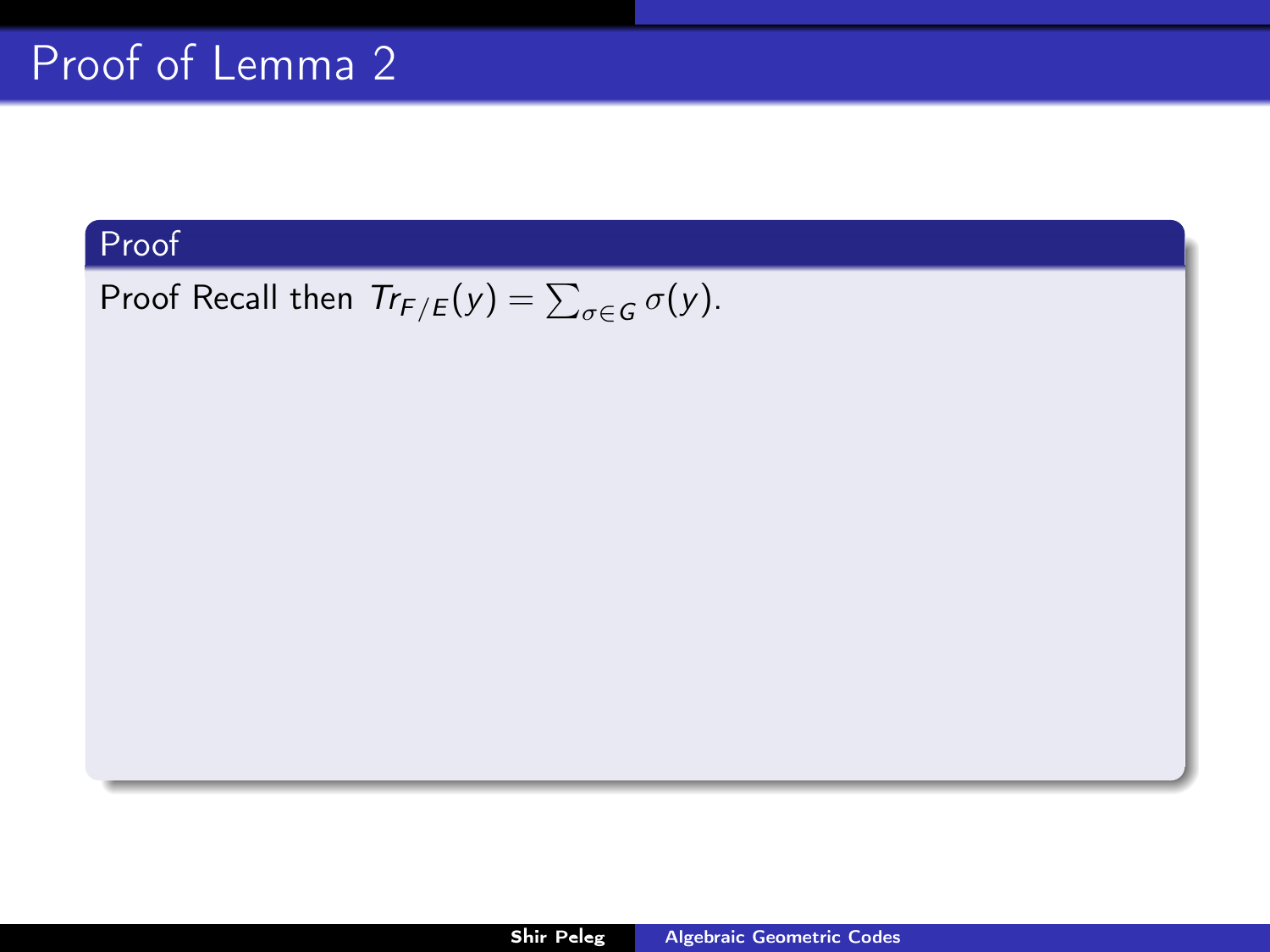# Proof of Lemma 2

**Proof**

Proof Recall then $Tr_{F/E}(y) = \sum_{\sigma \in G} \sigma(y)$.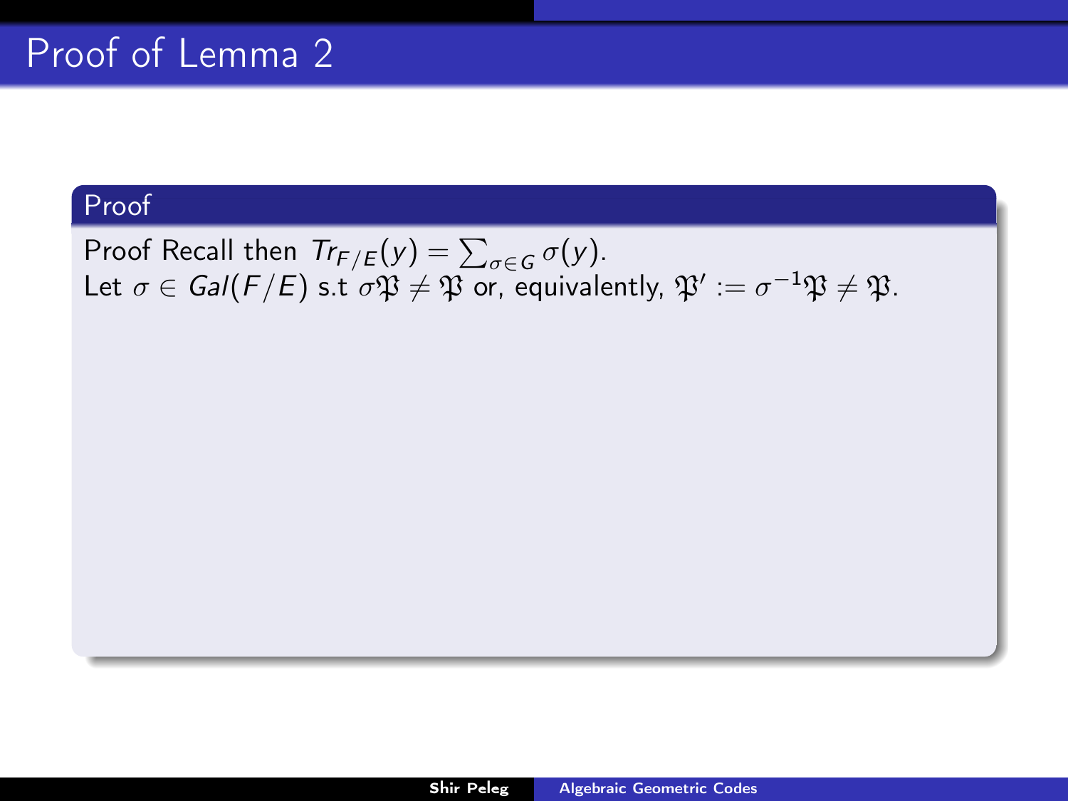# Proof of Lemma 2

## Proof

Proof Recall then $Tr_{F/E}(y) = \sum_{\sigma \in G} \sigma(y)$.
Let $\sigma \in Gal(F/E)$ s.t $\sigma\mathfrak{P} \neq \mathfrak{P}$ or, equivalently, $\mathfrak{P}' := \sigma^{-1}\mathfrak{P} \neq \mathfrak{P}$.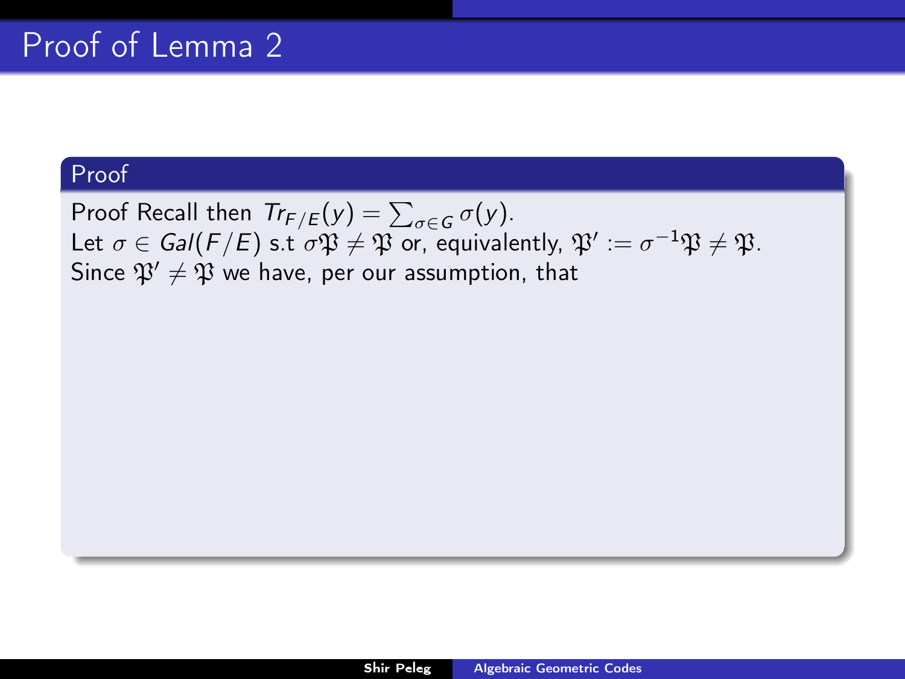# Proof of Lemma 2

**Proof**

Proof Recall then $Tr_{F/E}(y) = \sum_{\sigma \in G} \sigma(y)$.
Let $\sigma \in Gal(F/E)$ s.t $\sigma\mathfrak{P} \neq \mathfrak{P}$ or, equivalently, $\mathfrak{P}' := \sigma^{-1}\mathfrak{P} \neq \mathfrak{P}$.
Since $\mathfrak{P}' \neq \mathfrak{P}$ we have, per our assumption, that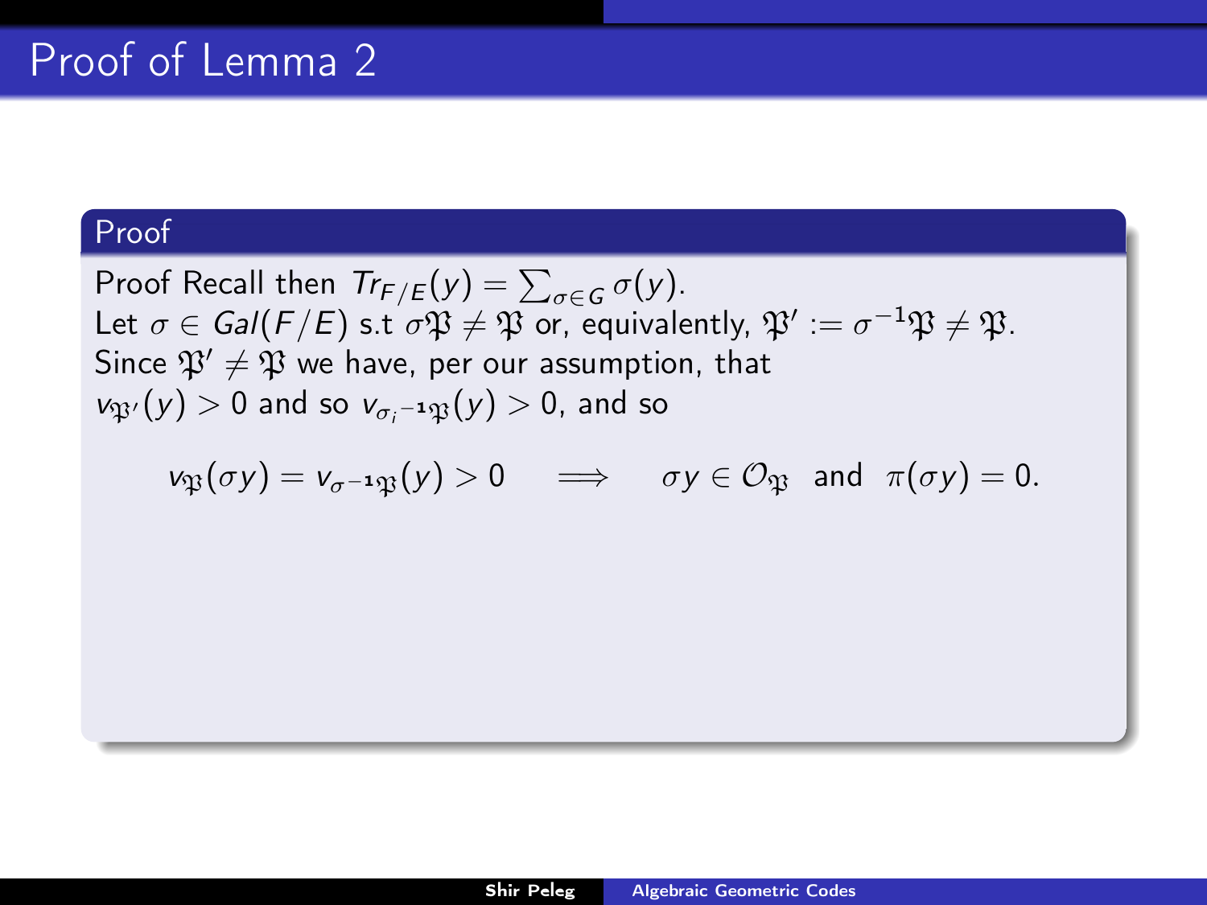# Proof of Lemma 2

**Proof**

Proof Recall then $Tr_{F/E}(y) = \sum_{\sigma \in G} \sigma(y)$.
Let $\sigma \in Gal(F/E)$ s.t $\sigma\mathfrak{P} \neq \mathfrak{P}$ or, equivalently, $\mathfrak{P}' := \sigma^{-1}\mathfrak{P} \neq \mathfrak{P}$.
Since $\mathfrak{P}' \neq \mathfrak{P}$ we have, per our assumption, that $v_{\mathfrak{P}'}(y) > 0$ and so $v_{\sigma_i^{-1}\mathfrak{P}}(y) > 0$, and so

$$v_{\mathfrak{P}}(\sigma y) = v_{\sigma^{-1}\mathfrak{P}}(y) > 0 \quad \Longrightarrow \quad \sigma y \in \mathcal{O}_{\mathfrak{P}} \text{ and } \pi(\sigma y) = 0.$$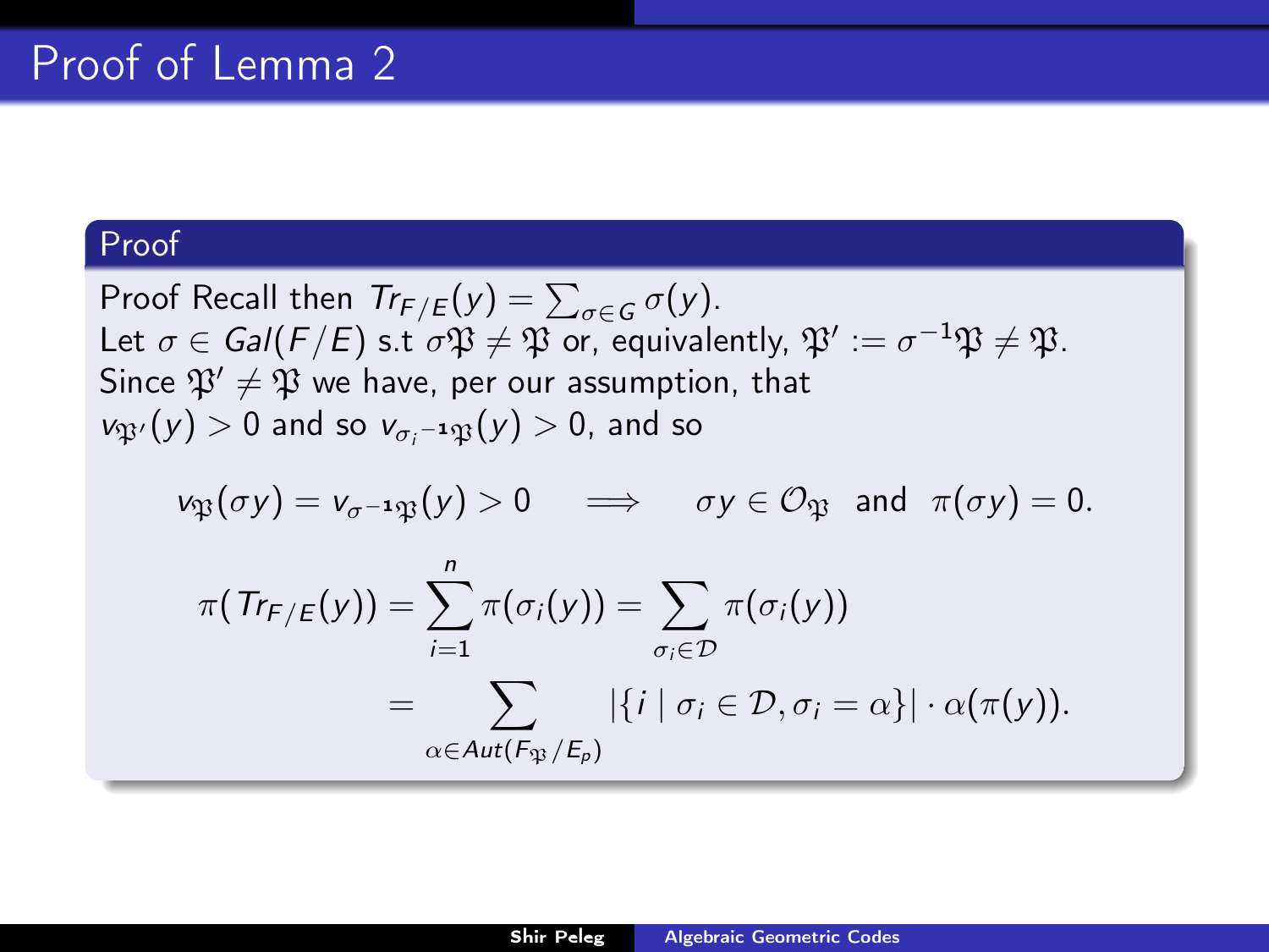# Proof of Lemma 2

## Proof

Proof Recall then $Tr_{F/E}(y) = \sum_{\sigma \in G} \sigma(y)$.
Let $\sigma \in Gal(F/E)$ s.t $\sigma\mathfrak{P} \neq \mathfrak{P}$ or, equivalently, $\mathfrak{P}' := \sigma^{-1}\mathfrak{P} \neq \mathfrak{P}$.
Since $\mathfrak{P}' \neq \mathfrak{P}$ we have, per our assumption, that $v_{\mathfrak{P}'}(y) > 0$ and so $v_{\sigma_i^{-1}\mathfrak{P}}(y) > 0$, and so

$$v_{\mathfrak{P}}(\sigma y) = v_{\sigma^{-1}\mathfrak{P}}(y) > 0 \quad \Longrightarrow \quad \sigma y \in \mathcal{O}_{\mathfrak{P}} \text{ and } \pi(\sigma y) = 0.$$

$$\pi(Tr_{F/E}(y)) = \sum_{i=1}^{n} \pi(\sigma_i(y)) = \sum_{\sigma_i \in \mathcal{D}} \pi(\sigma_i(y))$$

$$= \sum_{\alpha \in Aut(F_{\mathfrak{P}}/E_p)} |\{i \mid \sigma_i \in \mathcal{D}, \sigma_i = \alpha\}| \cdot \alpha(\pi(y)).$$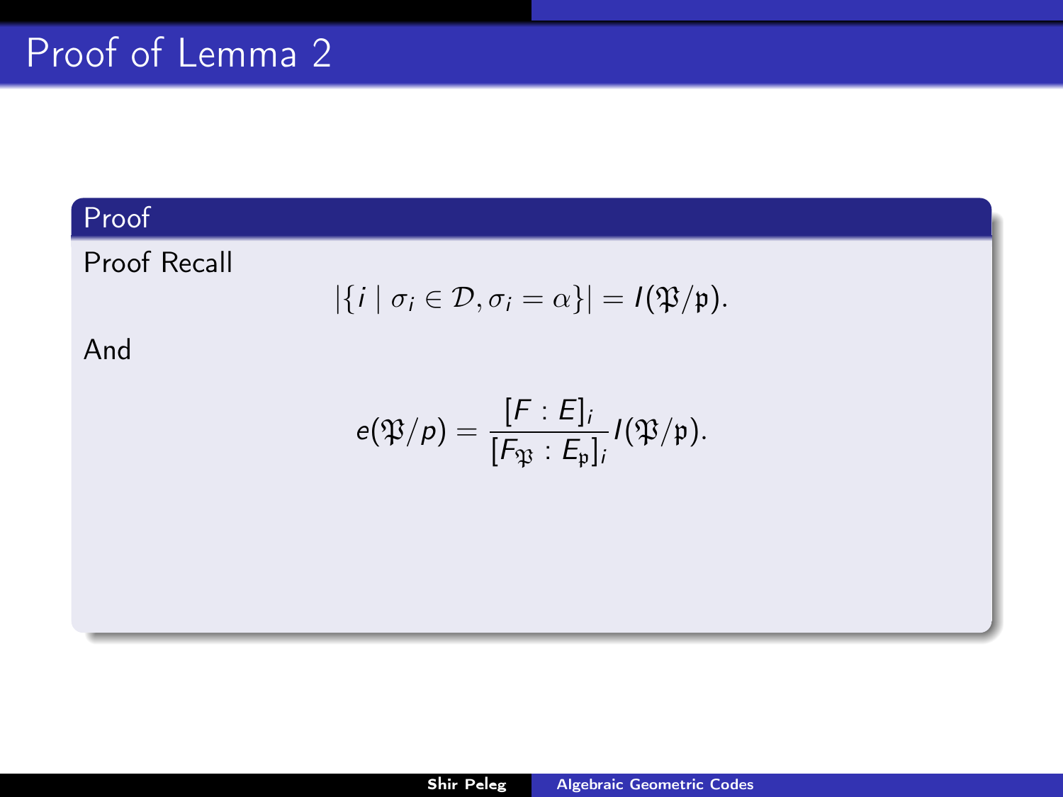# Proof of Lemma 2

**Proof**

Proof Recall

$$|\{i \mid \sigma_i \in \mathcal{D}, \sigma_i = \alpha\}| = I(\mathfrak{P}/\mathfrak{p}).$$

And

$$e(\mathfrak{P}/p) = \frac{[F : E]_i}{[F_{\mathfrak{P}} : E_{\mathfrak{p}}]_i} I(\mathfrak{P}/\mathfrak{p}).$$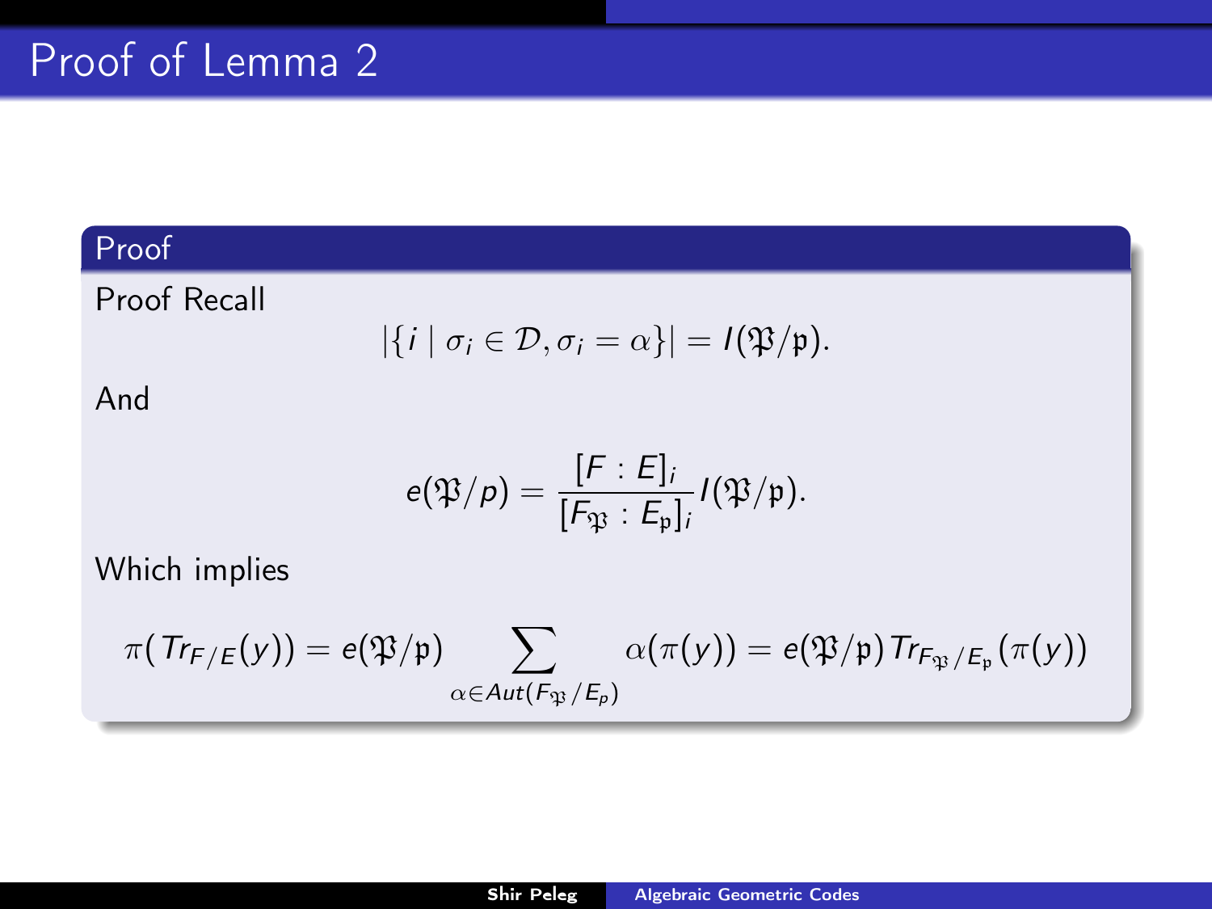# Proof of Lemma 2

**Proof**

Proof Recall

$$|\{i \mid \sigma_i \in \mathcal{D}, \sigma_i = \alpha\}| = I(\mathfrak{P}/\mathfrak{p}).$$

And

$$e(\mathfrak{P}/p) = \frac{[F : E]_i}{[F_{\mathfrak{P}} : E_{\mathfrak{p}}]_i} I(\mathfrak{P}/\mathfrak{p}).$$

Which implies

$$\pi(Tr_{F/E}(y)) = e(\mathfrak{P}/\mathfrak{p}) \sum_{\alpha \in Aut(F_{\mathfrak{P}}/E_p)} \alpha(\pi(y)) = e(\mathfrak{P}/\mathfrak{p}) Tr_{F_{\mathfrak{P}}/E_{\mathfrak{p}}}(\pi(y))$$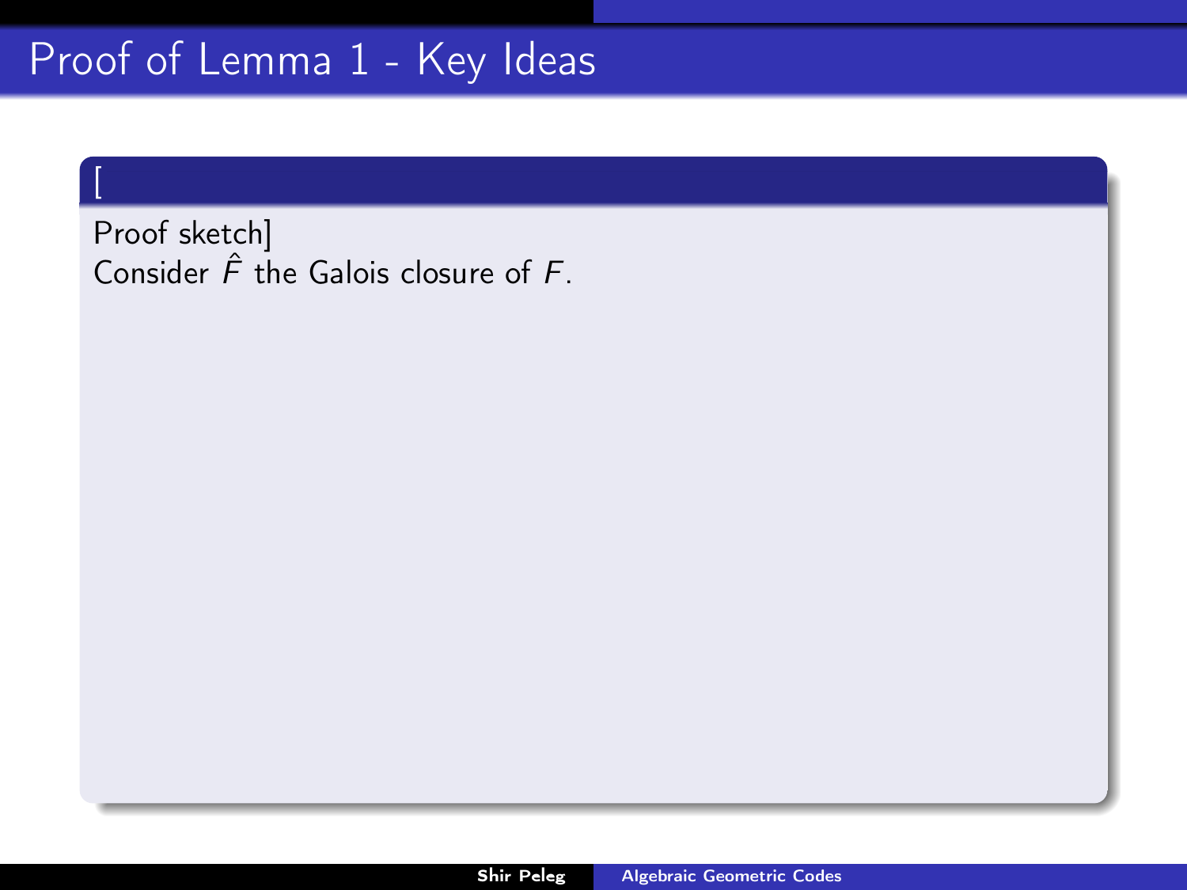## Proof of Lemma 1 - Key Ideas

[

Proof sketch]
Consider $\hat{F}$ the Galois closure of $F$.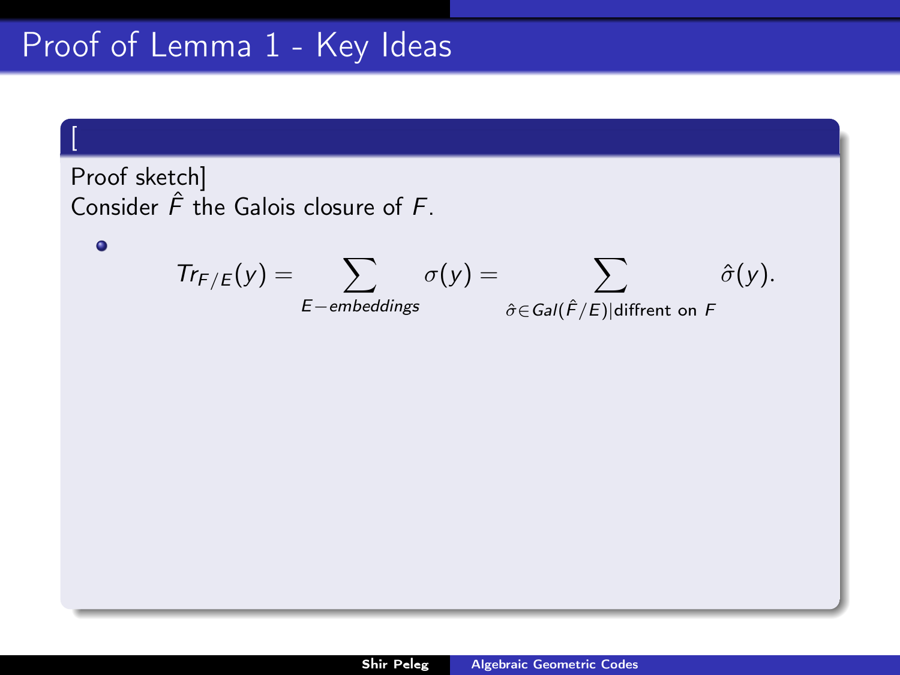# Proof of Lemma 1 - Key Ideas

[

Proof sketch]
Consider $\hat{F}$ the Galois closure of $F$.

- $$Tr_{F/E}(y) = \sum_{E-embeddings} \sigma(y) = \sum_{\hat{\sigma} \in Gal(\hat{F}/E) | \text{diffrent on } F} \hat{\sigma}(y).$$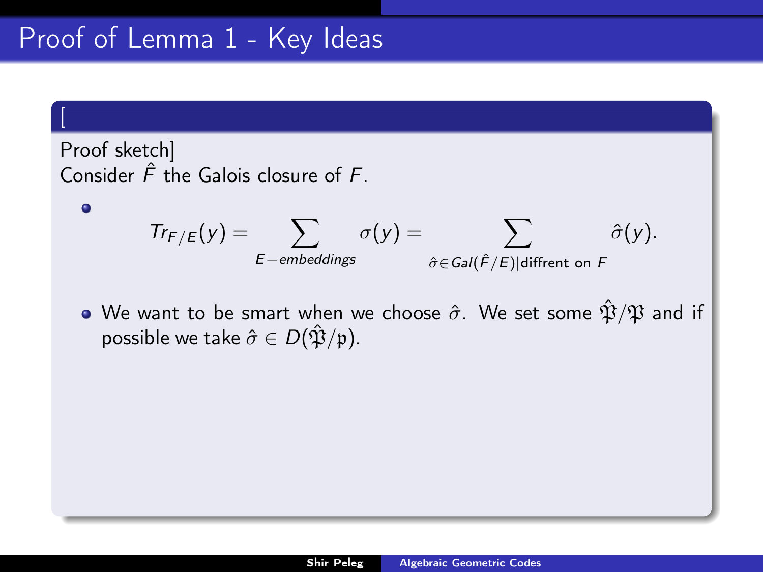# Proof of Lemma 1 - Key Ideas

[

Proof sketch]

Consider $\hat{F}$ the Galois closure of $F$.

- $$Tr_{F/E}(y) = \sum_{E-embeddings} \sigma(y) = \sum_{\hat{\sigma} \in Gal(\hat{F}/E) | \text{diffrent on } F} \hat{\sigma}(y).$$

- We want to be smart when we choose $\hat{\sigma}$. We set some $\hat{\mathfrak{P}}/\mathfrak{P}$ and if possible we take $\hat{\sigma} \in D(\hat{\mathfrak{P}}/\mathfrak{p})$.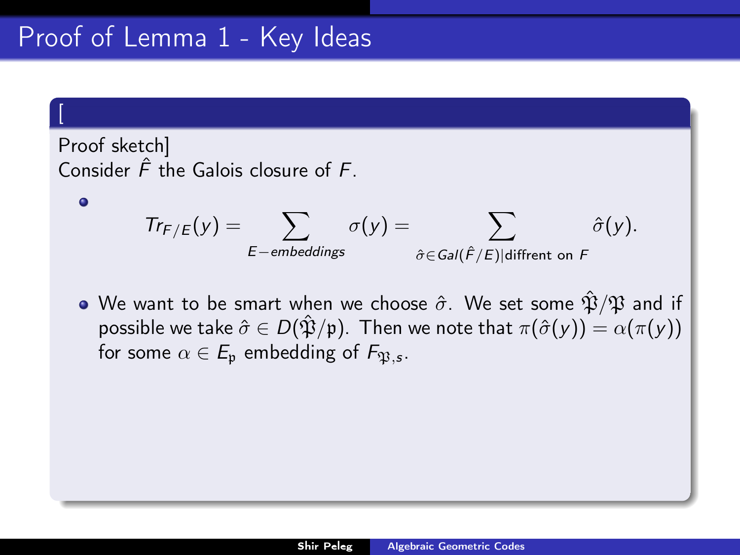# Proof of Lemma 1 - Key Ideas

[

Proof sketch]

Consider $\hat{F}$ the Galois closure of $F$.

- $$Tr_{F/E}(y) = \sum_{E-embeddings} \sigma(y) = \sum_{\hat{\sigma} \in Gal(\hat{F}/E) | \text{diffrent on } F} \hat{\sigma}(y).$$
- We want to be smart when we choose $\hat{\sigma}$. We set some $\hat{\mathfrak{P}}/\mathfrak{P}$ and if possible we take $\hat{\sigma} \in D(\hat{\mathfrak{P}}/\mathfrak{p})$. Then we note that $\pi(\hat{\sigma}(y)) = \alpha(\pi(y))$ for some $\alpha \in E_{\mathfrak{p}}$ embedding of $F_{\mathfrak{P},s}$.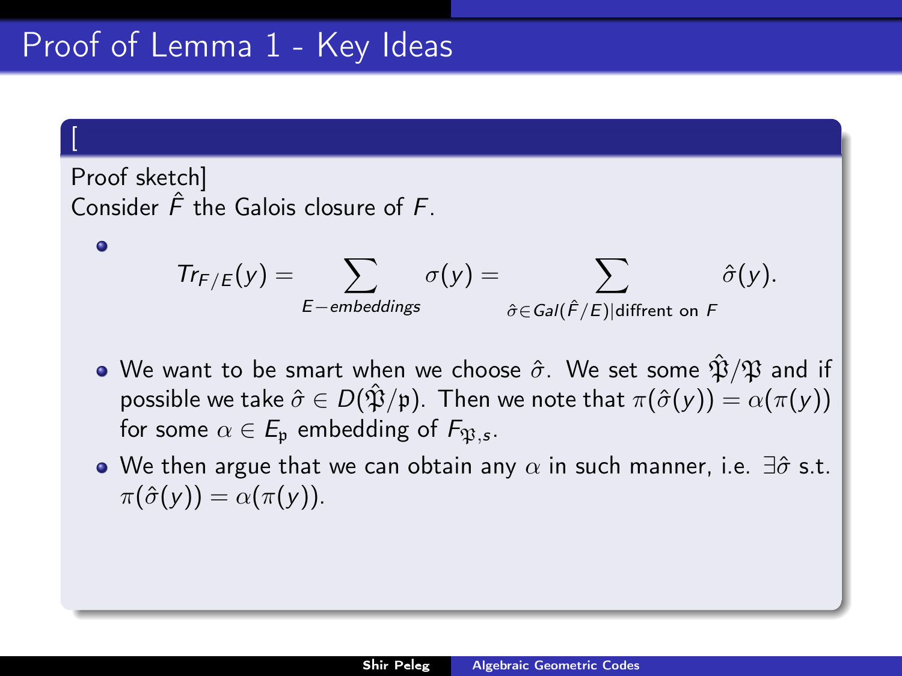# Proof of Lemma 1 - Key Ideas

[

Proof sketch]

Consider $\hat{F}$ the Galois closure of $F$.

- $$Tr_{F/E}(y) = \sum_{E-embeddings} \sigma(y) = \sum_{\hat{\sigma} \in Gal(\hat{F}/E) | \text{diffrent on } F} \hat{\sigma}(y).$$

- We want to be smart when we choose $\hat{\sigma}$. We set some $\hat{\mathfrak{P}}/\mathfrak{P}$ and if possible we take $\hat{\sigma} \in D(\hat{\mathfrak{P}}/\mathfrak{p})$. Then we note that $\pi(\hat{\sigma}(y)) = \alpha(\pi(y))$ for some $\alpha \in E_{\mathfrak{p}}$ embedding of $F_{\mathfrak{P},s}$.

- We then argue that we can obtain any $\alpha$ in such manner, i.e. $\exists \hat{\sigma}$ s.t. $\pi(\hat{\sigma}(y)) = \alpha(\pi(y))$.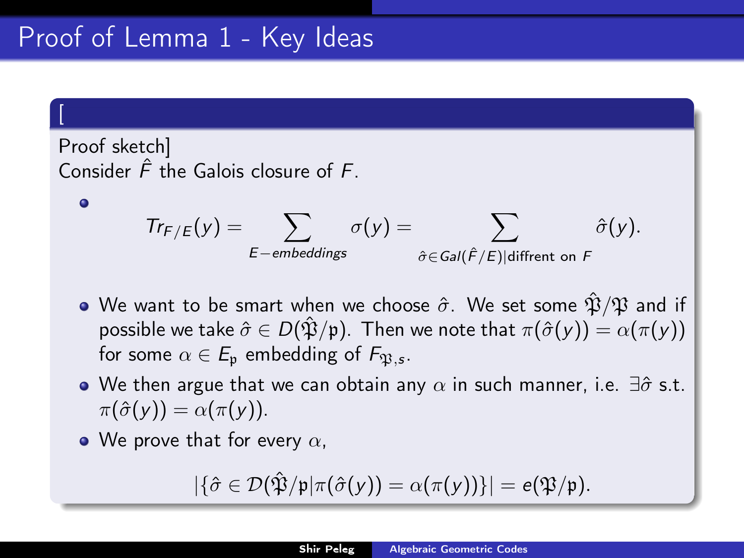# Proof of Lemma 1 - Key Ideas

[

Proof sketch]

Consider $\hat{F}$ the Galois closure of $F$.

- $$Tr_{F/E}(y) = \sum_{E-embeddings} \sigma(y) = \sum_{\hat{\sigma} \in Gal(\hat{F}/E) | \text{diffrent on } F} \hat{\sigma}(y).$$
- We want to be smart when we choose $\hat{\sigma}$. We set some $\hat{\mathfrak{P}}/\mathfrak{P}$ and if possible we take $\hat{\sigma} \in D(\hat{\mathfrak{P}}/\mathfrak{p})$. Then we note that $\pi(\hat{\sigma}(y)) = \alpha(\pi(y))$ for some $\alpha \in E_{\mathfrak{p}}$ embedding of $F_{\mathfrak{P},s}$.
- We then argue that we can obtain any $\alpha$ in such manner, i.e. $\exists \hat{\sigma}$ s.t. $\pi(\hat{\sigma}(y)) = \alpha(\pi(y))$.
- We prove that for every $\alpha$,

$$|\{\hat{\sigma} \in \mathcal{D}(\hat{\mathfrak{P}}/\mathfrak{p} | \pi(\hat{\sigma}(y)) = \alpha(\pi(y))\}| = e(\mathfrak{P}/\mathfrak{p}).$$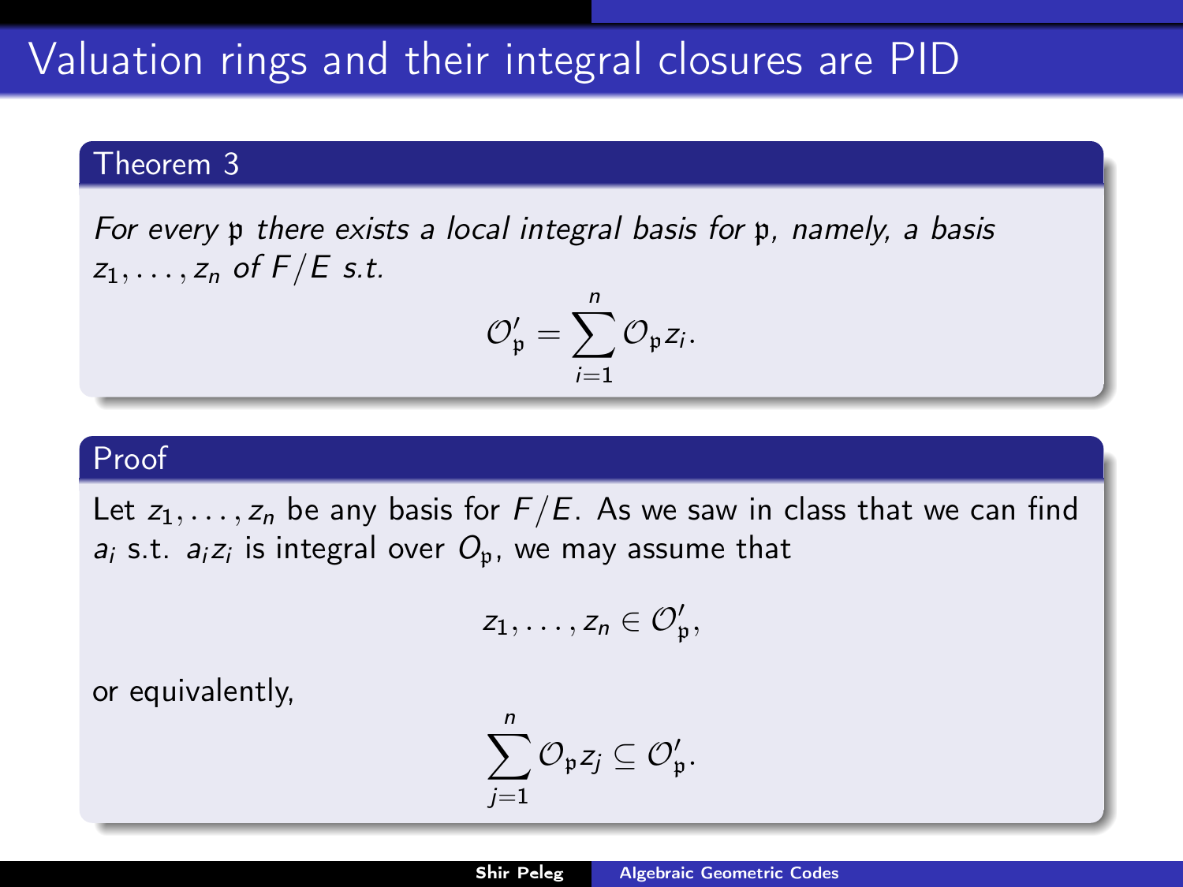# Valuation rings and their integral closures are PID

### Theorem 3

*For every $\mathfrak{p}$ there exists a local integral basis for $\mathfrak{p}$, namely, a basis $z_1, \ldots, z_n$ of $F/E$ s.t.*

$$\mathcal{O}'_{\mathfrak{p}} = \sum_{i=1}^{n} \mathcal{O}_{\mathfrak{p}} z_i.$$

### Proof

Let $z_1, \ldots, z_n$ be any basis for $F/E$. As we saw in class that we can find $a_i$ s.t. $a_i z_i$ is integral over $O_{\mathfrak{p}}$, we may assume that

$$z_1, \ldots, z_n \in \mathcal{O}'_{\mathfrak{p}},$$

or equivalently,

$$\sum_{j=1}^{n} \mathcal{O}_{\mathfrak{p}} z_j \subseteq \mathcal{O}'_{\mathfrak{p}}.$$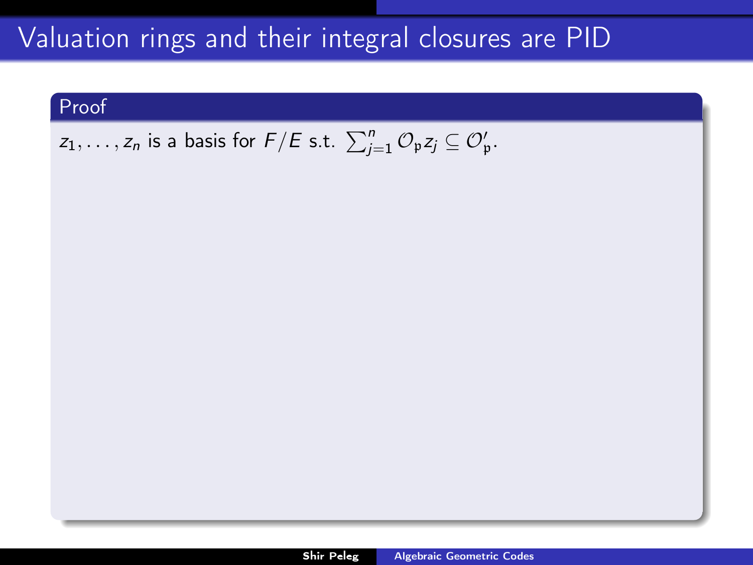# Valuation rings and their integral closures are PID

**Proof**

$z_1, \ldots, z_n$ is a basis for $F/E$ s.t. $\sum_{j=1}^{n} \mathcal{O}_{\mathfrak{p}} z_j \subseteq \mathcal{O}'_{\mathfrak{p}}$.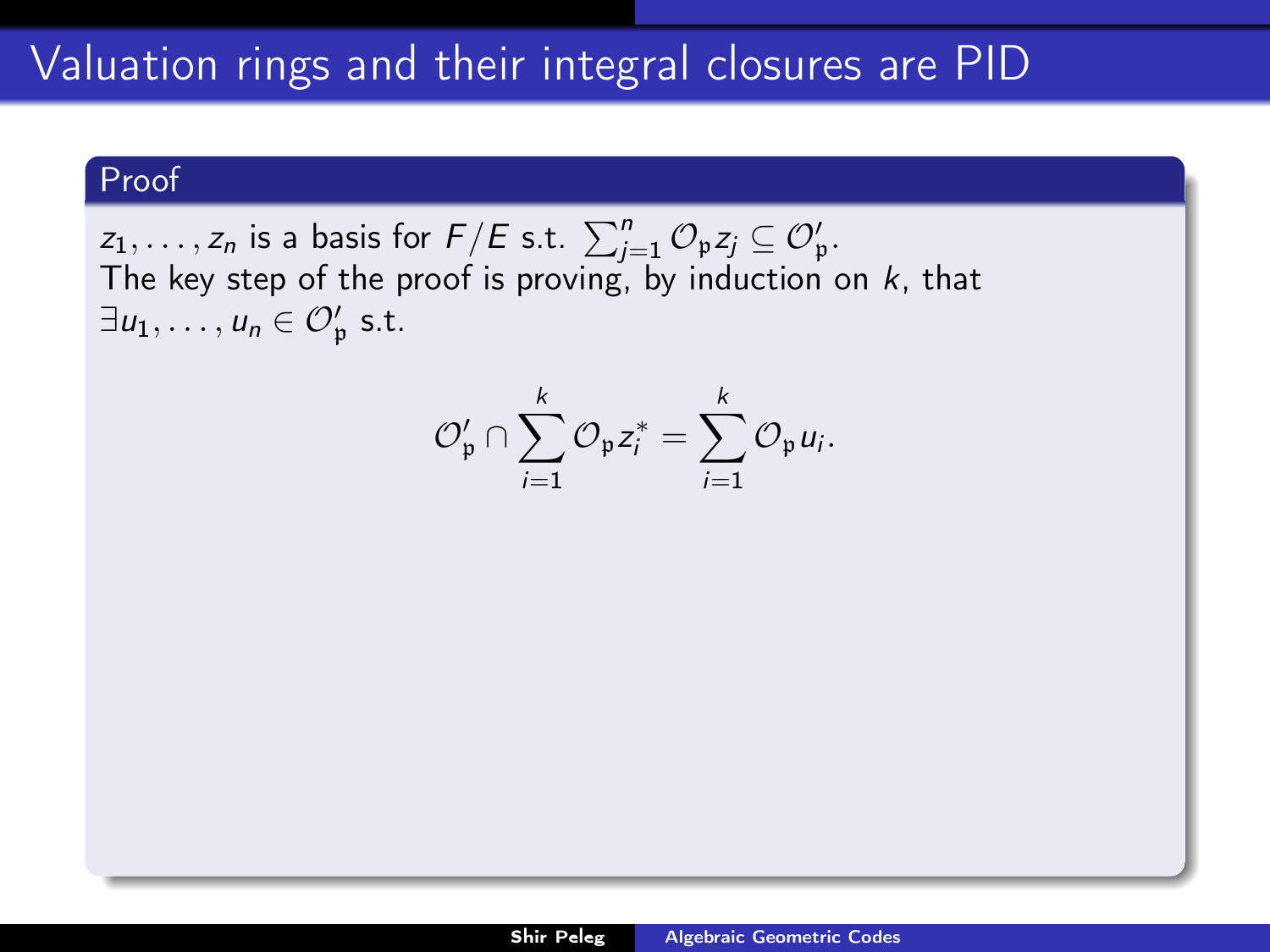# Valuation rings and their integral closures are PID

**Proof**

$z_1, \ldots, z_n$ is a basis for $F/E$ s.t. $\sum_{j=1}^{n} \mathcal{O}_\mathfrak{p} z_j \subseteq \mathcal{O}'_\mathfrak{p}$.
The key step of the proof is proving, by induction on $k$, that $\exists u_1, \ldots, u_n \in \mathcal{O}'_\mathfrak{p}$ s.t.

$$\mathcal{O}'_\mathfrak{p} \cap \sum_{i=1}^{k} \mathcal{O}_\mathfrak{p} z_i^* = \sum_{i=1}^{k} \mathcal{O}_\mathfrak{p} u_i.$$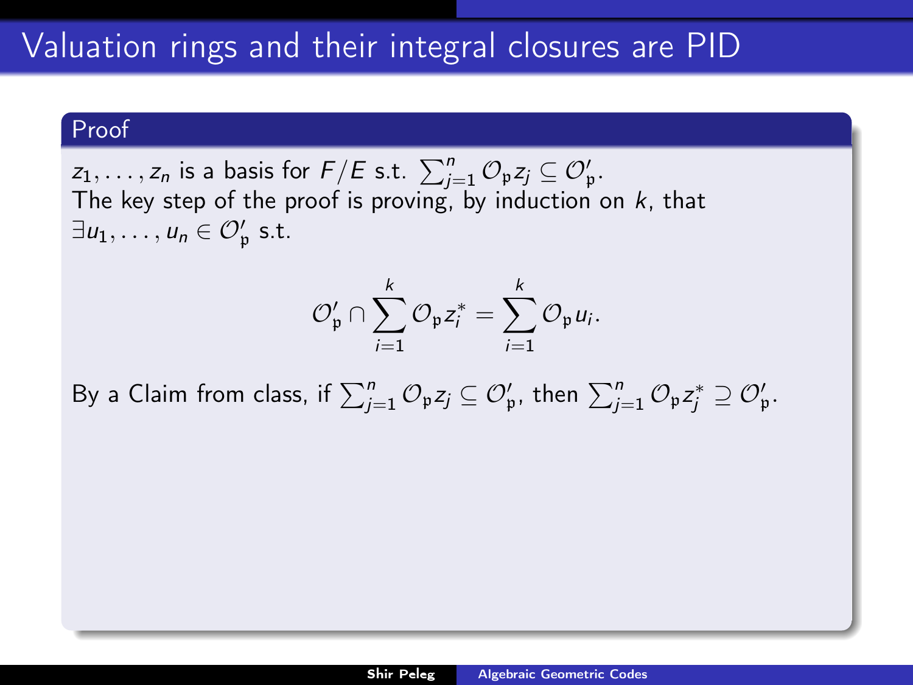# Valuation rings and their integral closures are PID

### Proof

$z_1, \ldots, z_n$ is a basis for $F/E$ s.t. $\sum_{j=1}^{n} \mathcal{O}_\mathfrak{p} z_j \subseteq \mathcal{O}'_\mathfrak{p}$.
The key step of the proof is proving, by induction on $k$, that $\exists u_1, \ldots, u_n \in \mathcal{O}'_\mathfrak{p}$ s.t.

$$\mathcal{O}'_\mathfrak{p} \cap \sum_{i=1}^{k} \mathcal{O}_\mathfrak{p} z_i^* = \sum_{i=1}^{k} \mathcal{O}_\mathfrak{p} u_i.$$

By a Claim from class, if $\sum_{j=1}^{n} \mathcal{O}_\mathfrak{p} z_j \subseteq \mathcal{O}'_\mathfrak{p}$, then $\sum_{j=1}^{n} \mathcal{O}_\mathfrak{p} z_j^* \supseteq \mathcal{O}'_\mathfrak{p}$.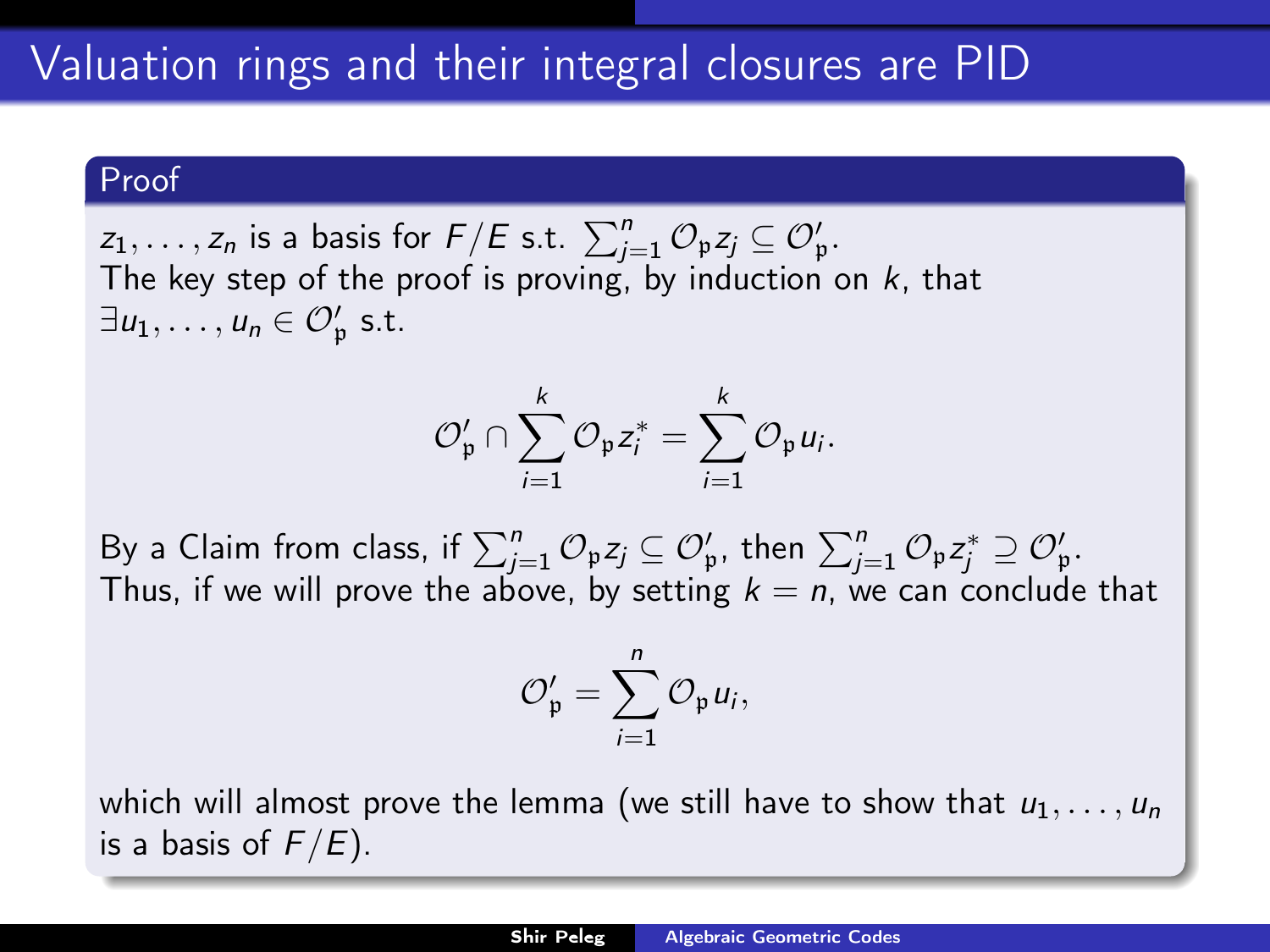# Valuation rings and their integral closures are PID

## Proof

$z_1, \ldots, z_n$ is a basis for $F/E$ s.t. $\sum_{j=1}^{n} \mathcal{O}_{\mathfrak{p}} z_j \subseteq \mathcal{O}'_{\mathfrak{p}}$.
The key step of the proof is proving, by induction on $k$, that $\exists u_1, \ldots, u_n \in \mathcal{O}'_{\mathfrak{p}}$ s.t.

$$\mathcal{O}'_{\mathfrak{p}} \cap \sum_{i=1}^{k} \mathcal{O}_{\mathfrak{p}} z_i^* = \sum_{i=1}^{k} \mathcal{O}_{\mathfrak{p}} u_i.$$

By a Claim from class, if $\sum_{j=1}^{n} \mathcal{O}_{\mathfrak{p}} z_j \subseteq \mathcal{O}'_{\mathfrak{p}}$, then $\sum_{j=1}^{n} \mathcal{O}_{\mathfrak{p}} z_j^* \supseteq \mathcal{O}'_{\mathfrak{p}}$.
Thus, if we will prove the above, by setting $k = n$, we can conclude that

$$\mathcal{O}'_{\mathfrak{p}} = \sum_{i=1}^{n} \mathcal{O}_{\mathfrak{p}} u_i,$$

which will almost prove the lemma (we still have to show that $u_1, \ldots, u_n$ is a basis of $F/E$).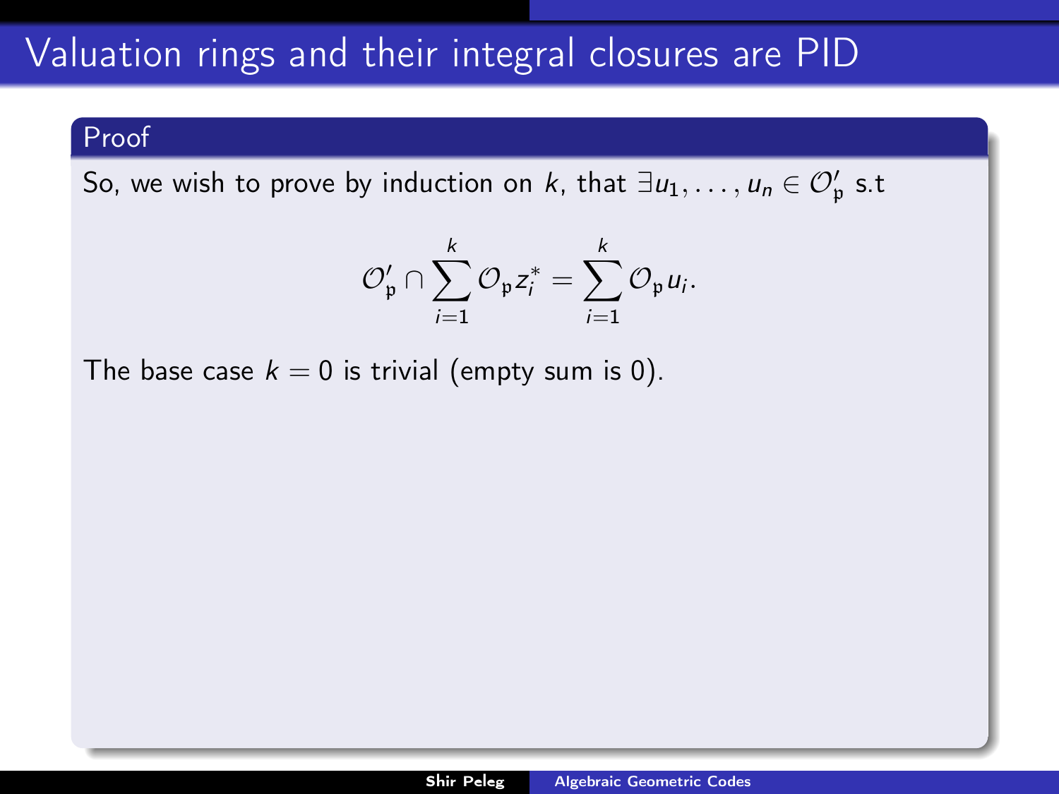# Valuation rings and their integral closures are PID

**Proof**

So, we wish to prove by induction on $k$, that $\exists u_1, \ldots, u_n \in \mathcal{O}'_\mathfrak{p}$ s.t

$$\mathcal{O}'_\mathfrak{p} \cap \sum_{i=1}^{k} \mathcal{O}_\mathfrak{p} z_i^* = \sum_{i=1}^{k} \mathcal{O}_\mathfrak{p} u_i.$$

The base case $k = 0$ is trivial (empty sum is 0).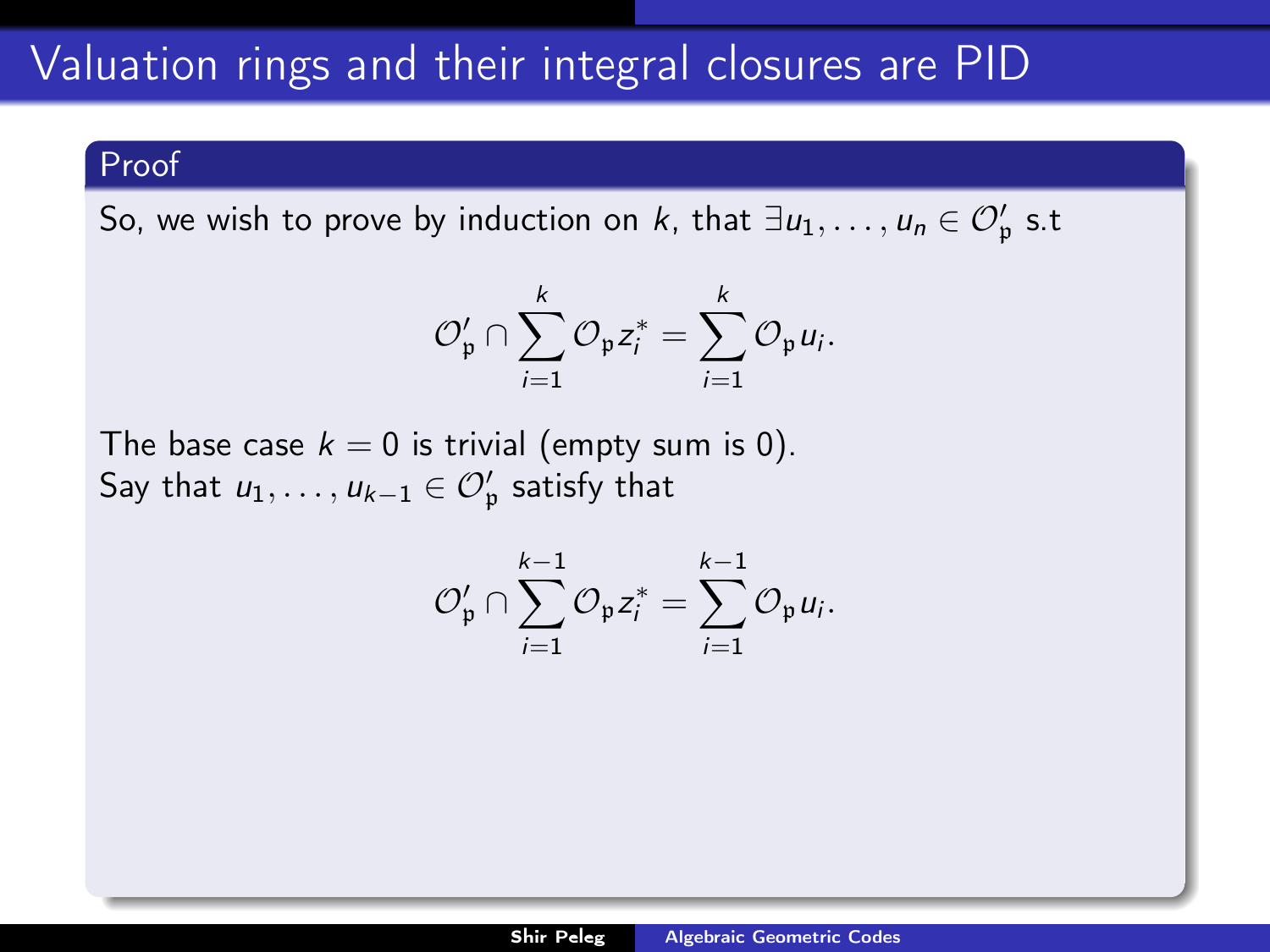## Valuation rings and their integral closures are PID

### Proof

So, we wish to prove by induction on $k$, that $\exists u_1, \ldots, u_n \in \mathcal{O}'_\mathfrak{p}$ s.t

$$\mathcal{O}'_\mathfrak{p} \cap \sum_{i=1}^{k} \mathcal{O}_\mathfrak{p} z_i^* = \sum_{i=1}^{k} \mathcal{O}_\mathfrak{p} u_i.$$

The base case $k = 0$ is trivial (empty sum is 0).
Say that $u_1, \ldots, u_{k-1} \in \mathcal{O}'_\mathfrak{p}$ satisfy that

$$\mathcal{O}'_\mathfrak{p} \cap \sum_{i=1}^{k-1} \mathcal{O}_\mathfrak{p} z_i^* = \sum_{i=1}^{k-1} \mathcal{O}_\mathfrak{p} u_i.$$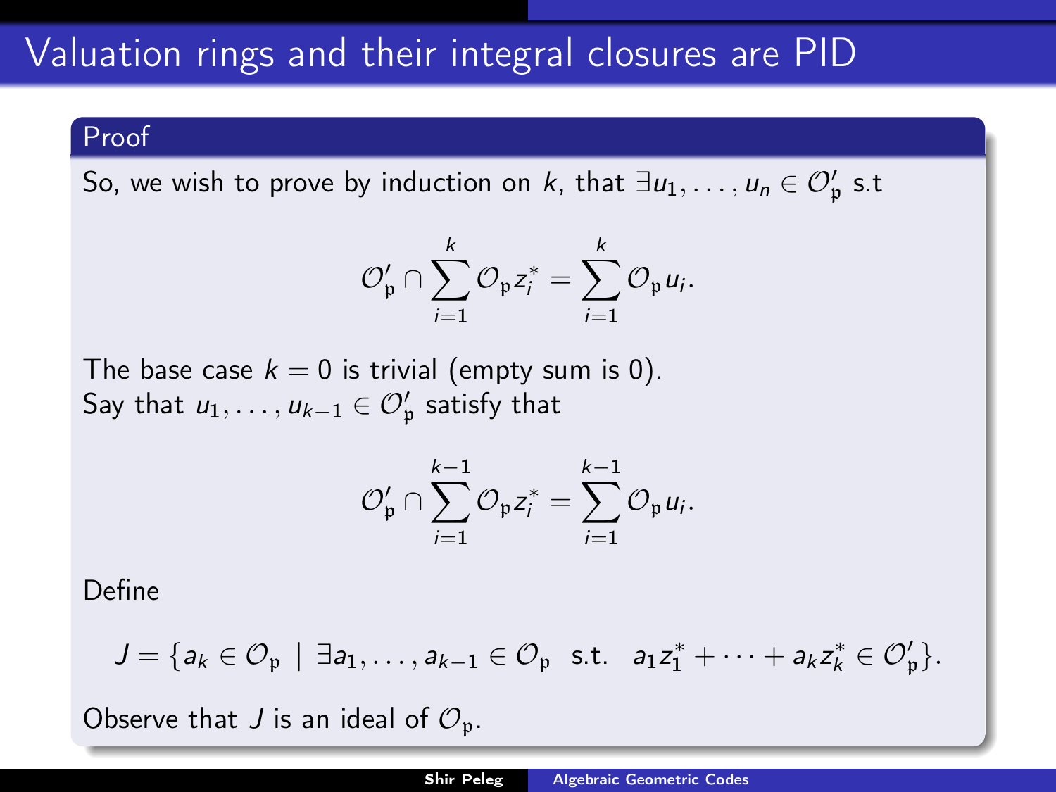# Valuation rings and their integral closures are PID

### Proof

So, we wish to prove by induction on $k$, that $\exists u_1, \dots, u_n \in \mathcal{O}'_{\mathfrak{p}}$ s.t

$$\mathcal{O}'_{\mathfrak{p}} \cap \sum_{i=1}^{k} \mathcal{O}_{\mathfrak{p}} z_i^* = \sum_{i=1}^{k} \mathcal{O}_{\mathfrak{p}} u_i.$$

The base case $k = 0$ is trivial (empty sum is 0).
Say that $u_1, \dots, u_{k-1} \in \mathcal{O}'_{\mathfrak{p}}$ satisfy that

$$\mathcal{O}'_{\mathfrak{p}} \cap \sum_{i=1}^{k-1} \mathcal{O}_{\mathfrak{p}} z_i^* = \sum_{i=1}^{k-1} \mathcal{O}_{\mathfrak{p}} u_i.$$

Define

$$J = \{a_k \in \mathcal{O}_{\mathfrak{p}} \mid \exists a_1, \dots, a_{k-1} \in \mathcal{O}_{\mathfrak{p}} \text{ s.t. } a_1 z_1^* + \cdots + a_k z_k^* \in \mathcal{O}'_{\mathfrak{p}}\}.$$

Observe that $J$ is an ideal of $\mathcal{O}_{\mathfrak{p}}$.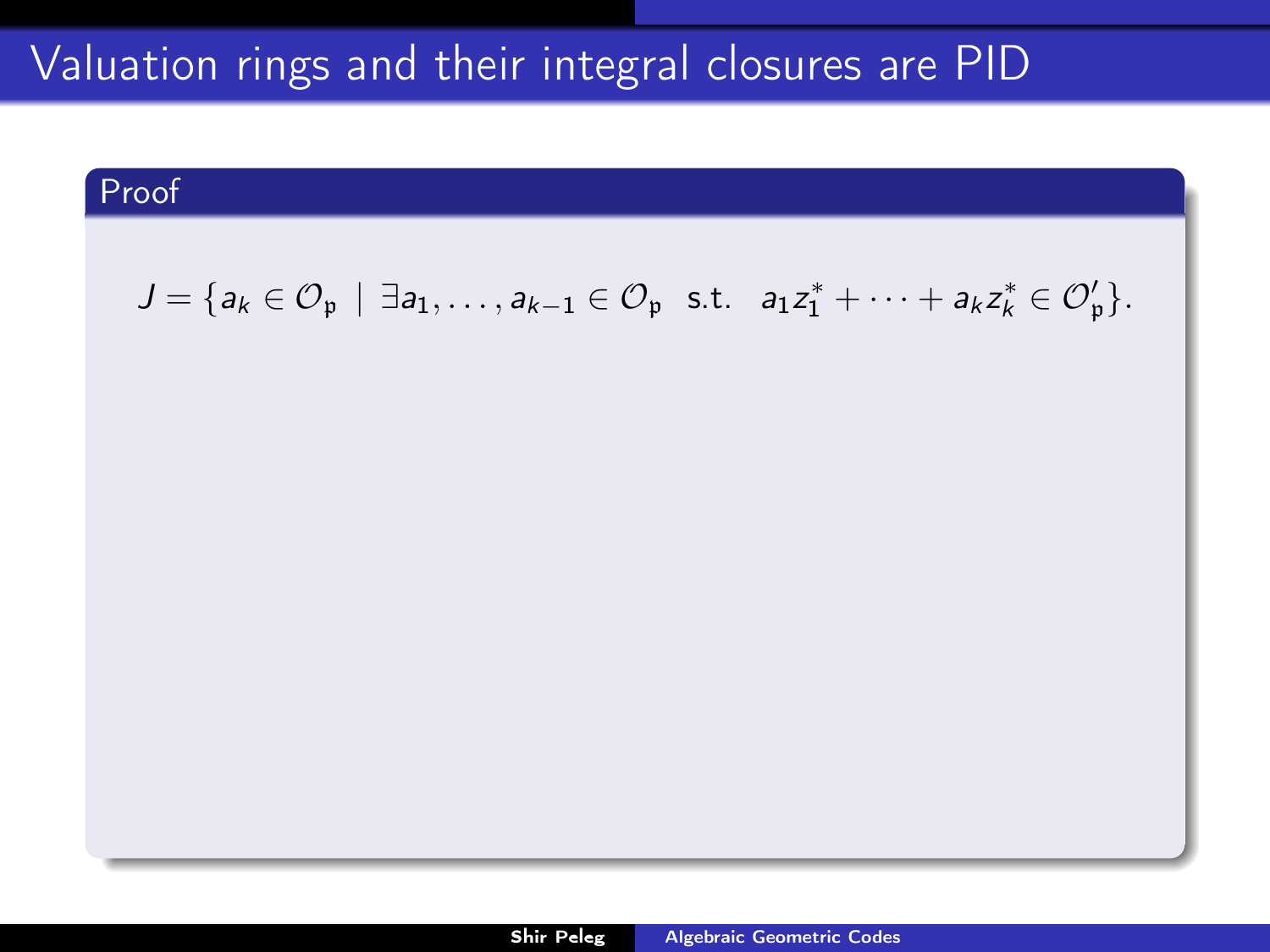# Valuation rings and their integral closures are PID

## Proof

$$J = \{a_k \in \mathcal{O}_\mathfrak{p} \mid \exists a_1, \ldots, a_{k-1} \in \mathcal{O}_\mathfrak{p} \ \text{ s.t. } \ a_1 z_1^* + \cdots + a_k z_k^* \in \mathcal{O}'_\mathfrak{p}\}.$$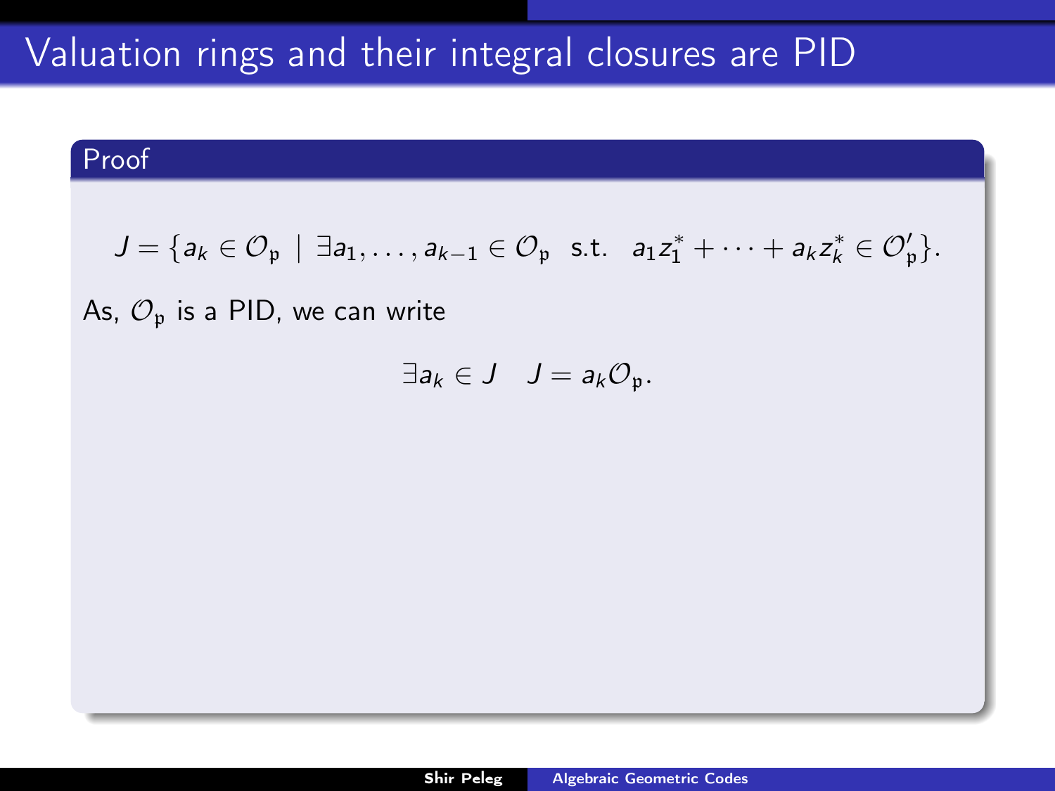# Valuation rings and their integral closures are PID

**Proof**

$$J = \{a_k \in \mathcal{O}_\mathfrak{p} \mid \exists a_1, \ldots, a_{k-1} \in \mathcal{O}_\mathfrak{p} \;\; \text{s.t.} \;\; a_1 z_1^* + \cdots + a_k z_k^* \in \mathcal{O}'_\mathfrak{p}\}.$$

As, $\mathcal{O}_\mathfrak{p}$ is a PID, we can write

$$\exists a_k \in J \quad J = a_k \mathcal{O}_\mathfrak{p}.$$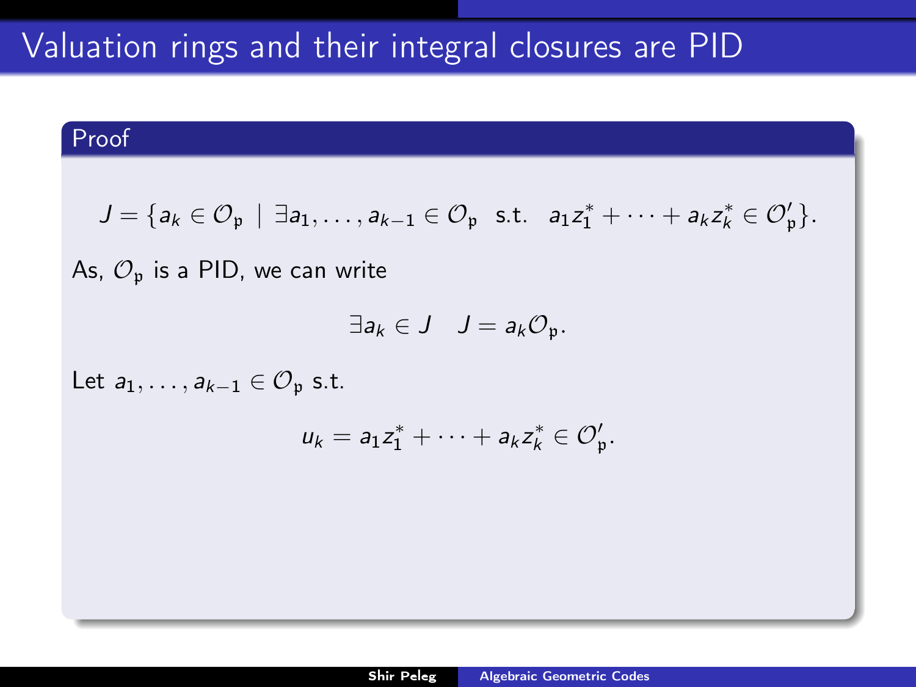# Valuation rings and their integral closures are PID

**Proof**

$$J = \{a_k \in \mathcal{O}_\mathfrak{p} \mid \exists a_1, \ldots, a_{k-1} \in \mathcal{O}_\mathfrak{p} \ \text{ s.t. } \ a_1 z_1^* + \cdots + a_k z_k^* \in \mathcal{O}_\mathfrak{p}'\}.$$

As, $\mathcal{O}_\mathfrak{p}$ is a PID, we can write

$$\exists a_k \in J \quad J = a_k \mathcal{O}_\mathfrak{p}.$$

Let $a_1, \ldots, a_{k-1} \in \mathcal{O}_\mathfrak{p}$ s.t.

$$u_k = a_1 z_1^* + \cdots + a_k z_k^* \in \mathcal{O}_\mathfrak{p}'.$$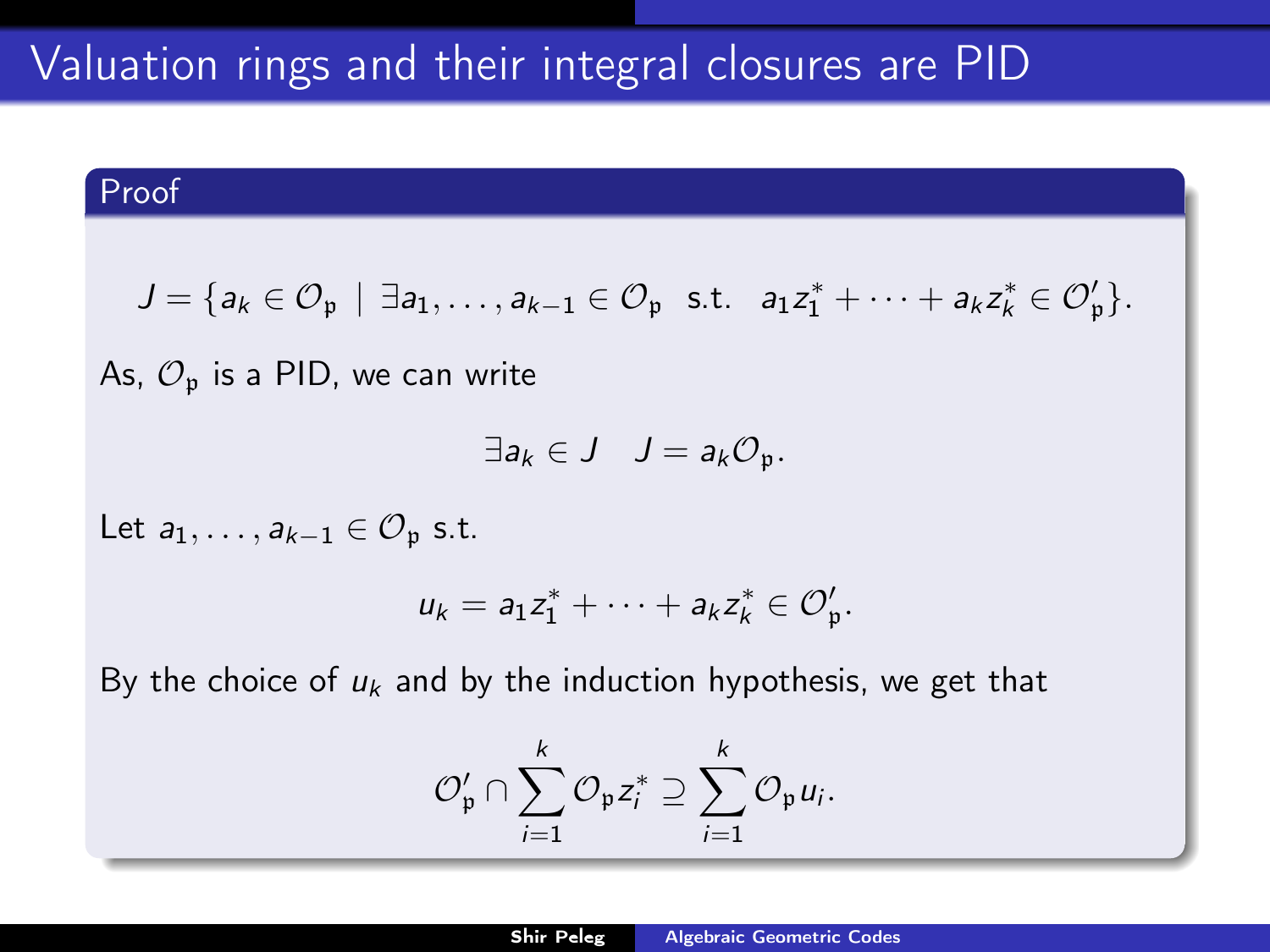# Valuation rings and their integral closures are PID

**Proof**

$$J = \{a_k \in \mathcal{O}_\mathfrak{p} \mid \exists a_1, \dots, a_{k-1} \in \mathcal{O}_\mathfrak{p} \text{ s.t. } a_1 z_1^* + \cdots + a_k z_k^* \in \mathcal{O}'_\mathfrak{p}\}.$$

As, $\mathcal{O}_\mathfrak{p}$ is a PID, we can write

$$\exists a_k \in J \quad J = a_k \mathcal{O}_\mathfrak{p}.$$

Let $a_1, \dots, a_{k-1} \in \mathcal{O}_\mathfrak{p}$ s.t.

$$u_k = a_1 z_1^* + \cdots + a_k z_k^* \in \mathcal{O}'_\mathfrak{p}.$$

By the choice of $u_k$ and by the induction hypothesis, we get that

$$\mathcal{O}'_\mathfrak{p} \cap \sum_{i=1}^{k} \mathcal{O}_\mathfrak{p} z_i^* \supseteq \sum_{i=1}^{k} \mathcal{O}_\mathfrak{p} u_i.$$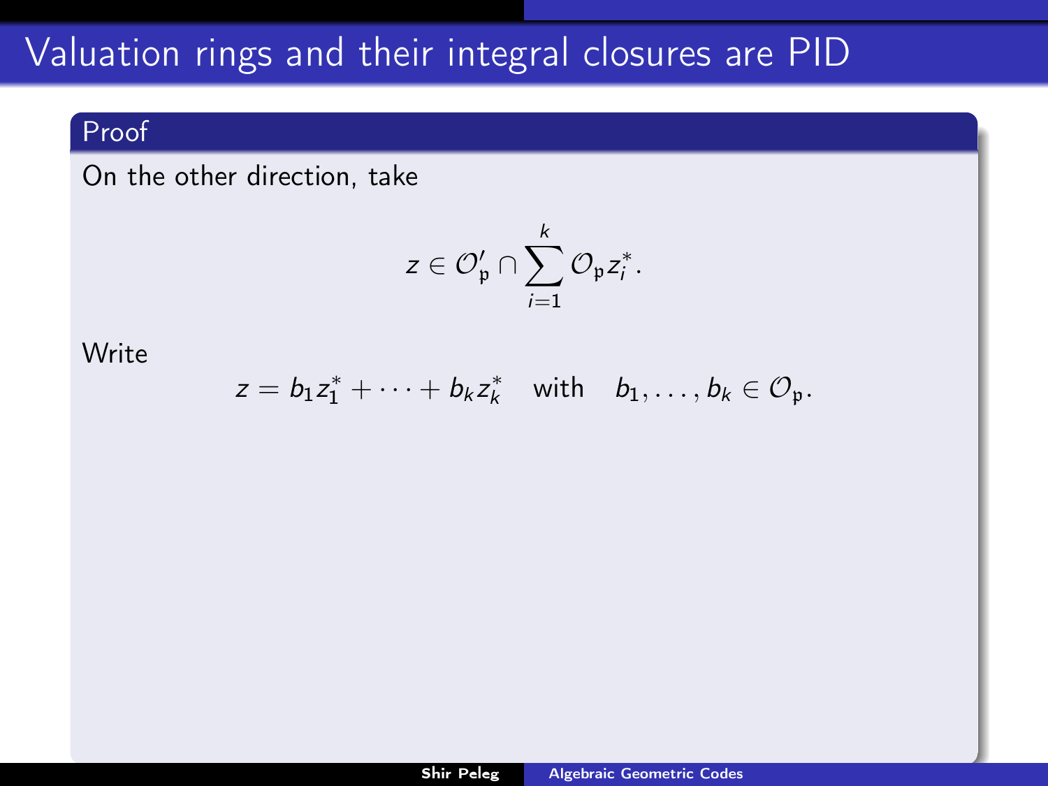# Valuation rings and their integral closures are PID

**Proof**

On the other direction, take

$$z \in \mathcal{O}'_{\mathfrak{p}} \cap \sum_{i=1}^{k} \mathcal{O}_{\mathfrak{p}} z_i^*.$$

Write

$$z = b_1 z_1^* + \cdots + b_k z_k^* \quad \text{with} \quad b_1, \ldots, b_k \in \mathcal{O}_{\mathfrak{p}}.$$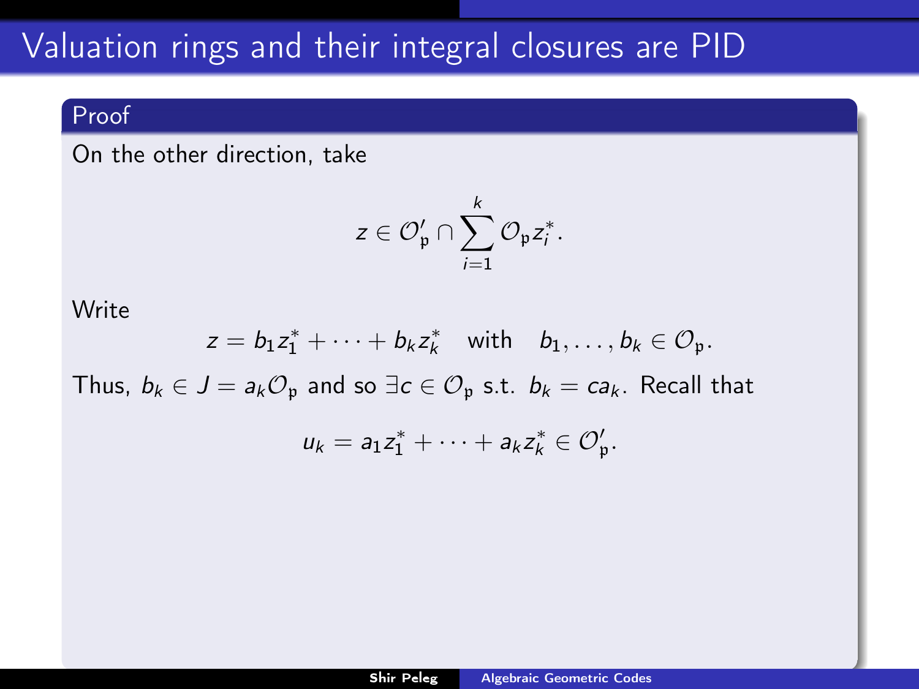# Valuation rings and their integral closures are PID

### Proof

On the other direction, take

$$z \in \mathcal{O}'_{\mathfrak{p}} \cap \sum_{i=1}^{k} \mathcal{O}_{\mathfrak{p}} z_i^*.$$

Write

$$z = b_1 z_1^* + \cdots + b_k z_k^* \quad \text{with} \quad b_1, \ldots, b_k \in \mathcal{O}_{\mathfrak{p}}.$$

Thus, $b_k \in J = a_k \mathcal{O}_{\mathfrak{p}}$ and so $\exists c \in \mathcal{O}_{\mathfrak{p}}$ s.t. $b_k = c a_k$. Recall that

$$u_k = a_1 z_1^* + \cdots + a_k z_k^* \in \mathcal{O}'_{\mathfrak{p}}.$$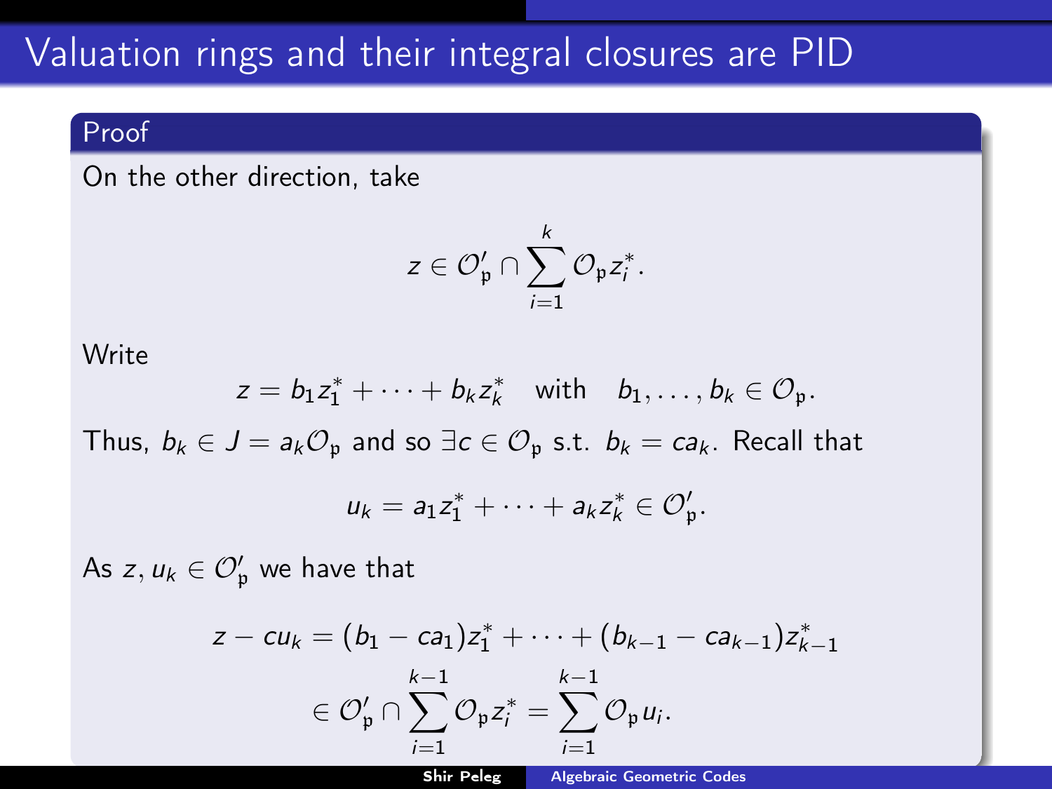# Valuation rings and their integral closures are PID

**Proof**

On the other direction, take

$$z \in \mathcal{O}'_{\mathfrak{p}} \cap \sum_{i=1}^{k} \mathcal{O}_{\mathfrak{p}} z_i^*.$$

Write

$$z = b_1 z_1^* + \cdots + b_k z_k^* \quad \text{with} \quad b_1, \ldots, b_k \in \mathcal{O}_{\mathfrak{p}}.$$

Thus, $b_k \in J = a_k \mathcal{O}_{\mathfrak{p}}$ and so $\exists c \in \mathcal{O}_{\mathfrak{p}}$ s.t. $b_k = c a_k$. Recall that

$$u_k = a_1 z_1^* + \cdots + a_k z_k^* \in \mathcal{O}'_{\mathfrak{p}}.$$

As $z, u_k \in \mathcal{O}'_{\mathfrak{p}}$ we have that

$$z - c u_k = (b_1 - c a_1) z_1^* + \cdots + (b_{k-1} - c a_{k-1}) z_{k-1}^*$$
$$\in \mathcal{O}'_{\mathfrak{p}} \cap \sum_{i=1}^{k-1} \mathcal{O}_{\mathfrak{p}} z_i^* = \sum_{i=1}^{k-1} \mathcal{O}_{\mathfrak{p}} u_i.$$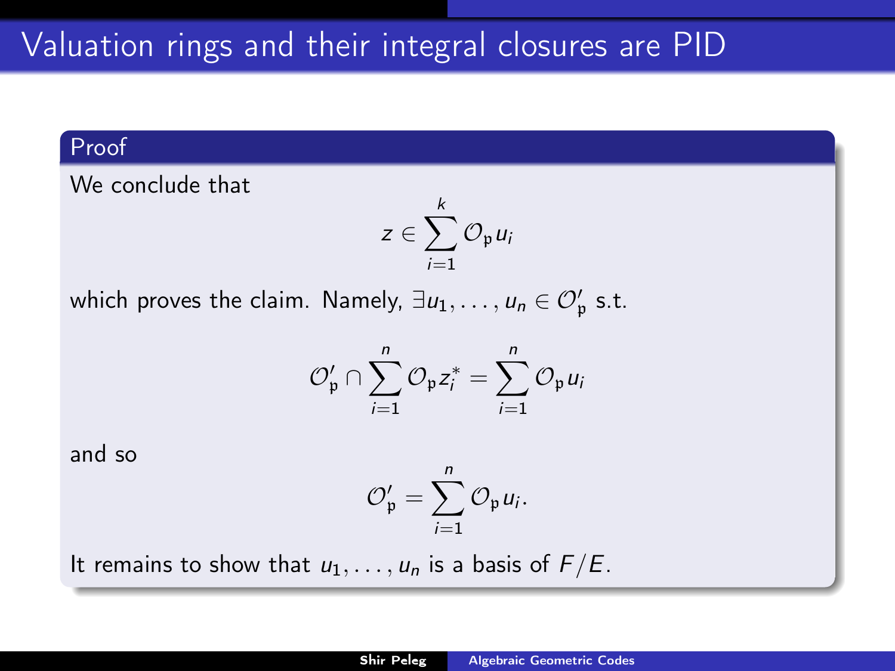# Valuation rings and their integral closures are PID

## Proof

We conclude that

$$z \in \sum_{i=1}^{k} \mathcal{O}_{\mathfrak{p}} u_i$$

which proves the claim. Namely, $\exists u_1, \ldots, u_n \in \mathcal{O}'_{\mathfrak{p}}$ s.t.

$$\mathcal{O}'_{\mathfrak{p}} \cap \sum_{i=1}^{n} \mathcal{O}_{\mathfrak{p}} z_i^* = \sum_{i=1}^{n} \mathcal{O}_{\mathfrak{p}} u_i$$

and so

$$\mathcal{O}'_{\mathfrak{p}} = \sum_{i=1}^{n} \mathcal{O}_{\mathfrak{p}} u_i.$$

It remains to show that $u_1, \ldots, u_n$ is a basis of $F/E$.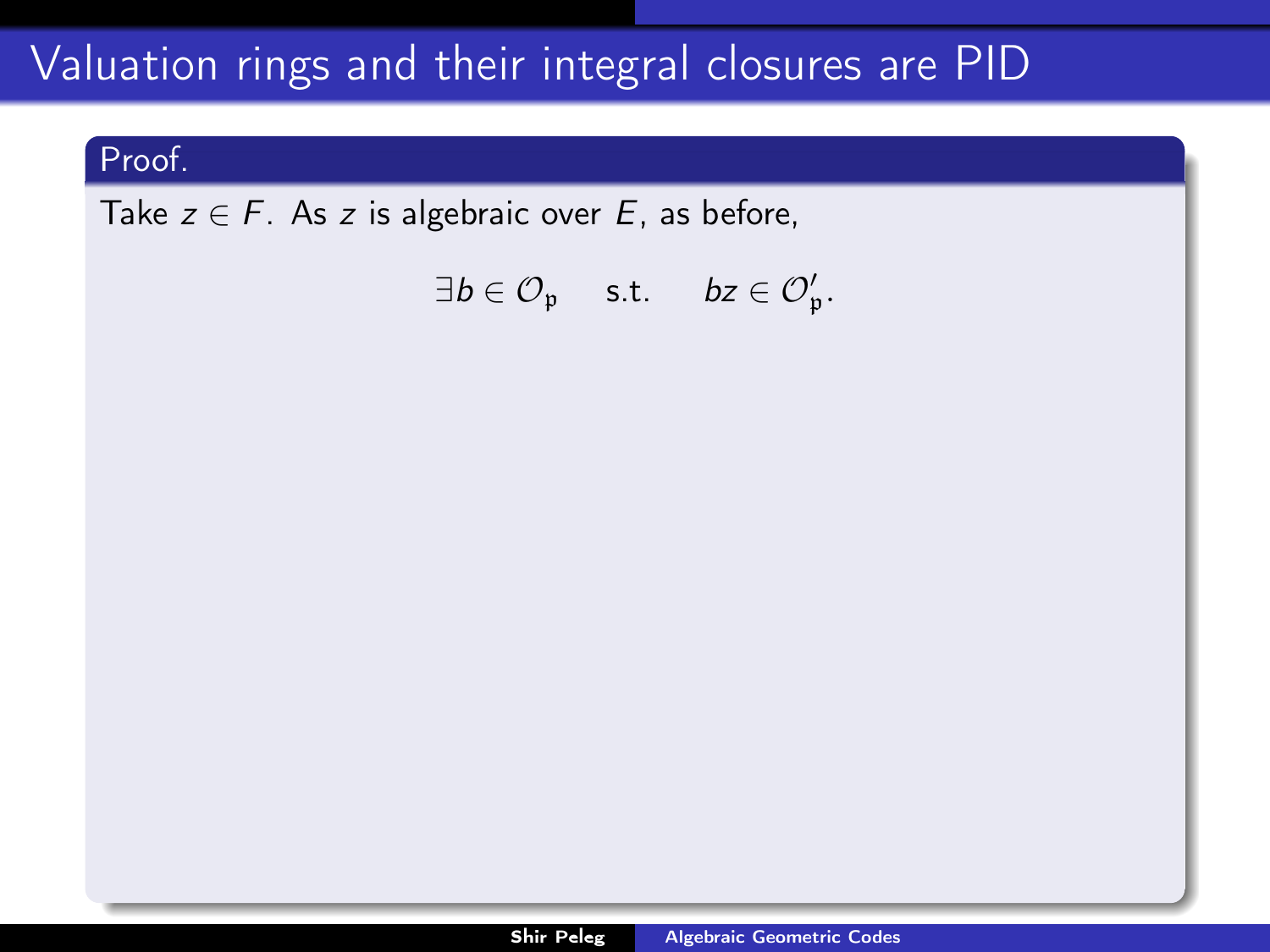# Valuation rings and their integral closures are PID

**Proof.**

Take $z \in F$. As $z$ is algebraic over $E$, as before,

$$\exists b \in \mathcal{O}_{\mathfrak{p}} \quad \text{s.t.} \quad bz \in \mathcal{O}'_{\mathfrak{p}}.$$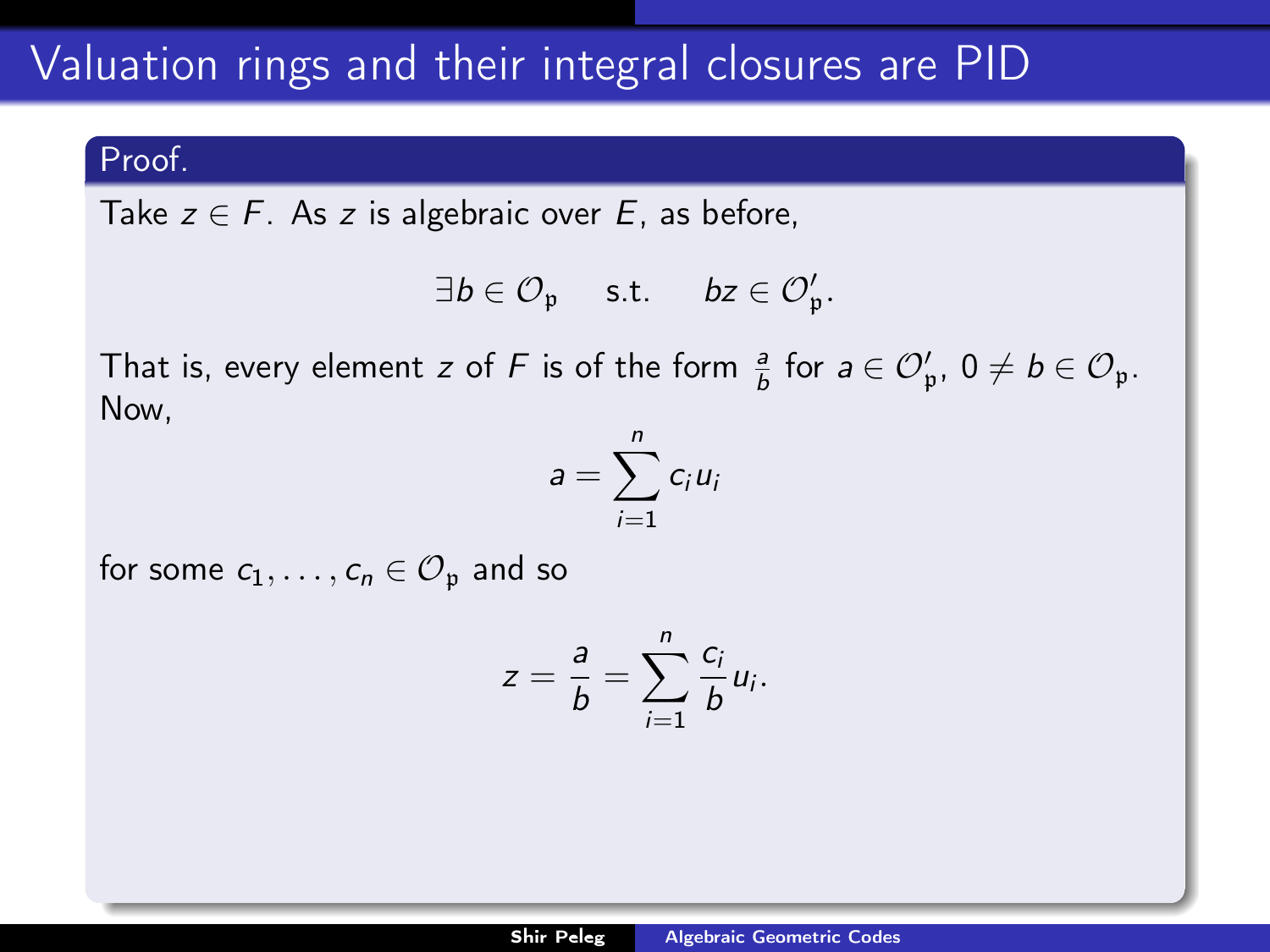# Valuation rings and their integral closures are PID

**Proof.**

Take $z \in F$. As $z$ is algebraic over $E$, as before,

$$\exists b \in \mathcal{O}_\mathfrak{p} \quad \text{s.t.} \quad bz \in \mathcal{O}'_\mathfrak{p}.$$

That is, every element $z$ of $F$ is of the form $\frac{a}{b}$ for $a \in \mathcal{O}'_\mathfrak{p}$, $0 \neq b \in \mathcal{O}_\mathfrak{p}$. Now,

$$a = \sum_{i=1}^{n} c_i u_i$$

for some $c_1, \ldots, c_n \in \mathcal{O}_\mathfrak{p}$ and so

$$z = \frac{a}{b} = \sum_{i=1}^{n} \frac{c_i}{b} u_i.$$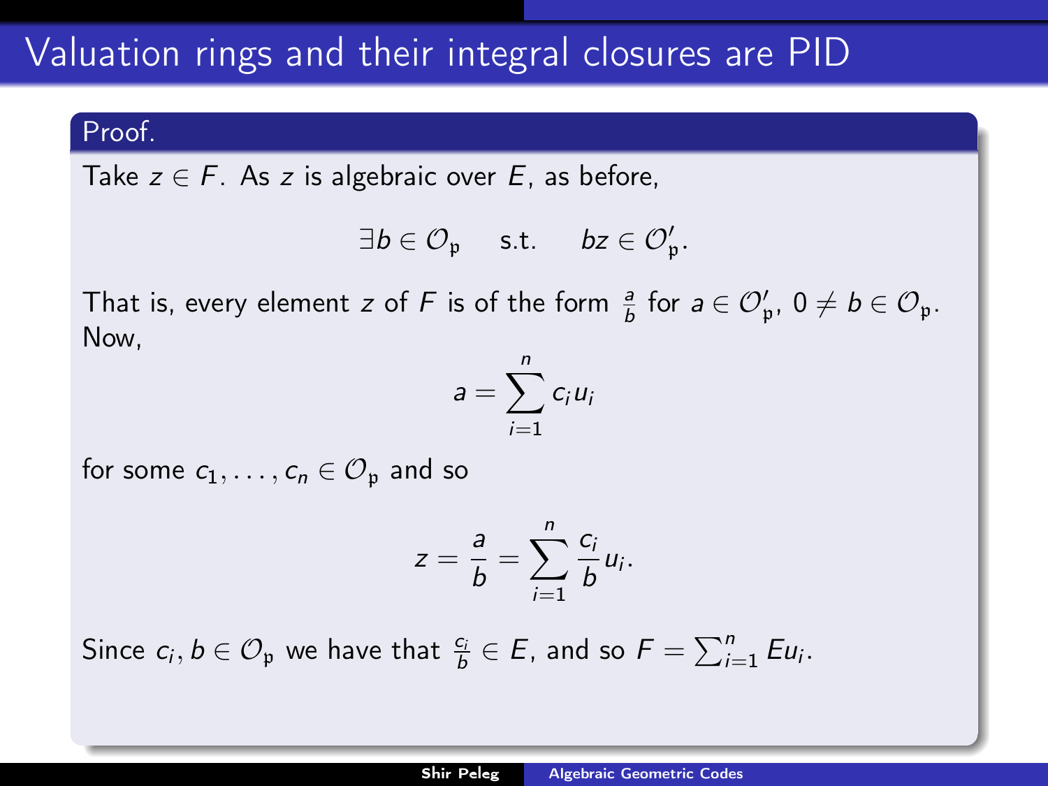# Valuation rings and their integral closures are PID

**Proof.**

Take $z \in F$. As $z$ is algebraic over $E$, as before,

$$\exists b \in \mathcal{O}_{\mathfrak{p}} \quad \text{s.t.} \quad bz \in \mathcal{O}'_{\mathfrak{p}}.$$

That is, every element $z$ of $F$ is of the form $\frac{a}{b}$ for $a \in \mathcal{O}'_{\mathfrak{p}}$, $0 \neq b \in \mathcal{O}_{\mathfrak{p}}$. Now,

$$a = \sum_{i=1}^{n} c_i u_i$$

for some $c_1, \ldots, c_n \in \mathcal{O}_{\mathfrak{p}}$ and so

$$z = \frac{a}{b} = \sum_{i=1}^{n} \frac{c_i}{b} u_i.$$

Since $c_i, b \in \mathcal{O}_{\mathfrak{p}}$ we have that $\frac{c_i}{b} \in E$, and so $F = \sum_{i=1}^{n} E u_i$.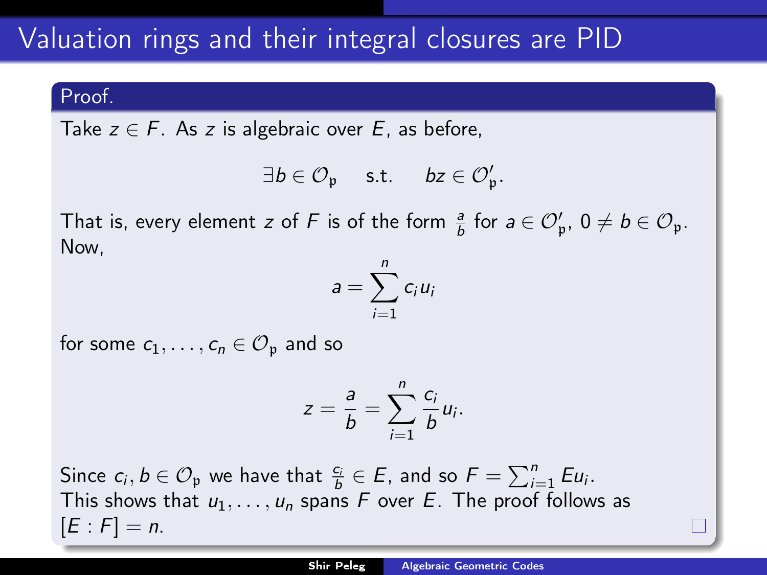# Valuation rings and their integral closures are PID

**Proof.**

Take $z \in F$. As $z$ is algebraic over $E$, as before,

$$\exists b \in \mathcal{O}_{\mathfrak{p}} \quad \text{s.t.} \quad bz \in \mathcal{O}'_{\mathfrak{p}}.$$

That is, every element $z$ of $F$ is of the form $\frac{a}{b}$ for $a \in \mathcal{O}'_{\mathfrak{p}}$, $0 \neq b \in \mathcal{O}_{\mathfrak{p}}$. Now,

$$a = \sum_{i=1}^{n} c_i u_i$$

for some $c_1, \ldots, c_n \in \mathcal{O}_{\mathfrak{p}}$ and so

$$z = \frac{a}{b} = \sum_{i=1}^{n} \frac{c_i}{b} u_i.$$

Since $c_i, b \in \mathcal{O}_{\mathfrak{p}}$ we have that $\frac{c_i}{b} \in E$, and so $F = \sum_{i=1}^{n} E u_i$. This shows that $u_1, \ldots, u_n$ spans $F$ over $E$. The proof follows as $[E : F] = n$. □